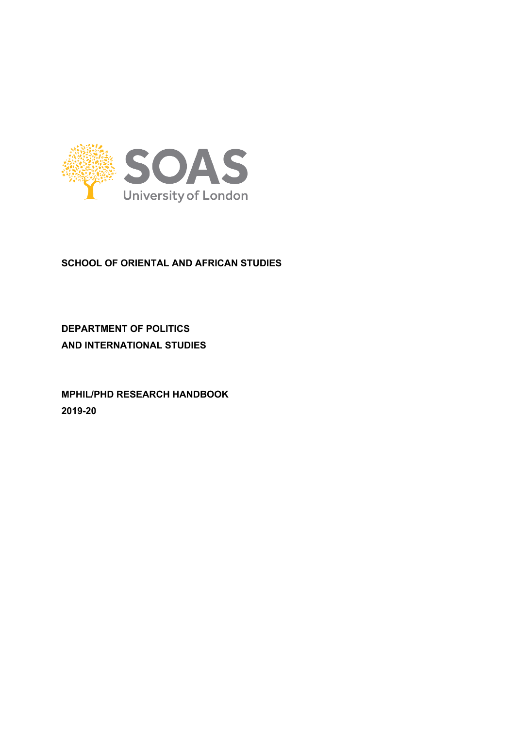SOAS
University of London

**SCHOOL OF ORIENTAL AND AFRICAN STUDIES**

**DEPARTMENT OF POLITICS**
**AND INTERNATIONAL STUDIES**

**MPHIL/PHD RESEARCH HANDBOOK**
**2019-20**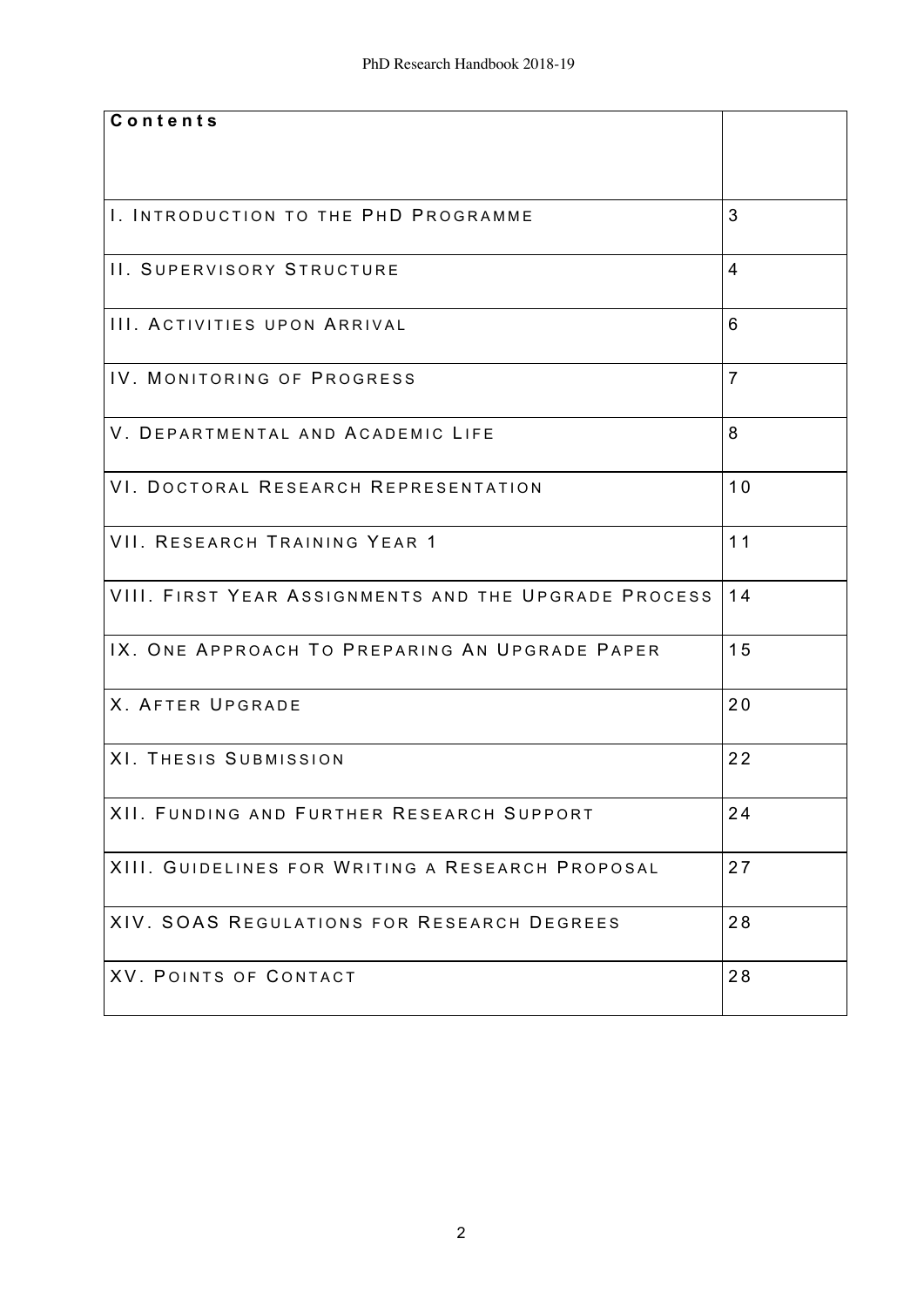| Contents | |
|---|---|
| I. Introduction to the PhD Programme | 3 |
| II. Supervisory Structure | 4 |
| III. Activities upon Arrival | 6 |
| IV. Monitoring of Progress | 7 |
| V. Departmental and Academic Life | 8 |
| VI. Doctoral Research Representation | 10 |
| VII. Research Training Year 1 | 11 |
| VIII. First Year Assignments and the Upgrade Process | 14 |
| IX. One Approach To Preparing An Upgrade Paper | 15 |
| X. After Upgrade | 20 |
| XI. Thesis Submission | 22 |
| XII. Funding and Further Research Support | 24 |
| XIII. Guidelines for Writing a Research Proposal | 27 |
| XIV. SOAS Regulations for Research Degrees | 28 |
| XV. Points of Contact | 28 |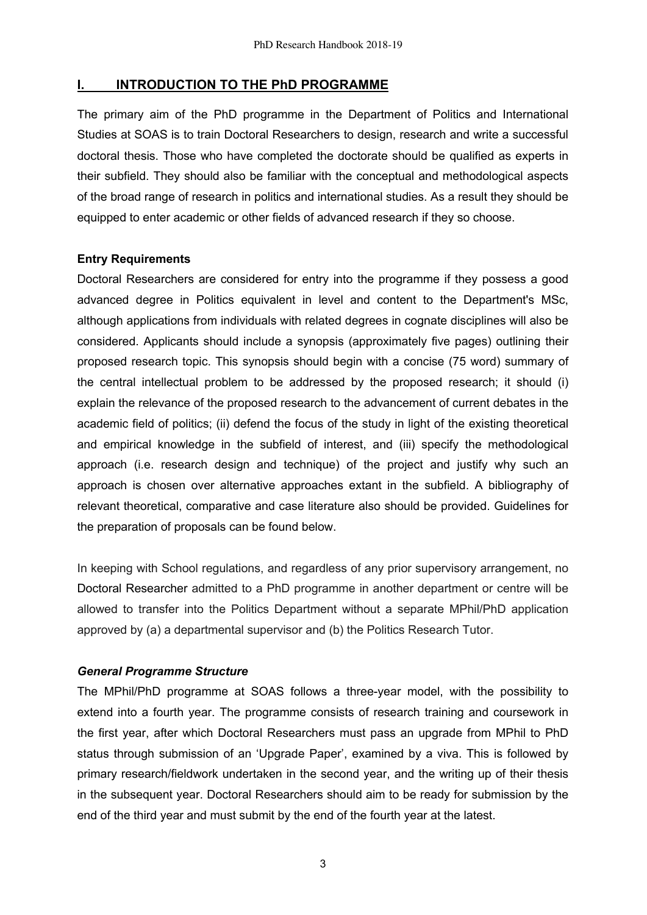# I. INTRODUCTION TO THE PhD PROGRAMME

The primary aim of the PhD programme in the Department of Politics and International Studies at SOAS is to train Doctoral Researchers to design, research and write a successful doctoral thesis. Those who have completed the doctorate should be qualified as experts in their subfield. They should also be familiar with the conceptual and methodological aspects of the broad range of research in politics and international studies. As a result they should be equipped to enter academic or other fields of advanced research if they so choose.

**Entry Requirements**

Doctoral Researchers are considered for entry into the programme if they possess a good advanced degree in Politics equivalent in level and content to the Department's MSc, although applications from individuals with related degrees in cognate disciplines will also be considered. Applicants should include a synopsis (approximately five pages) outlining their proposed research topic. This synopsis should begin with a concise (75 word) summary of the central intellectual problem to be addressed by the proposed research; it should (i) explain the relevance of the proposed research to the advancement of current debates in the academic field of politics; (ii) defend the focus of the study in light of the existing theoretical and empirical knowledge in the subfield of interest, and (iii) specify the methodological approach (i.e. research design and technique) of the project and justify why such an approach is chosen over alternative approaches extant in the subfield. A bibliography of relevant theoretical, comparative and case literature also should be provided. Guidelines for the preparation of proposals can be found below.

In keeping with School regulations, and regardless of any prior supervisory arrangement, no Doctoral Researcher admitted to a PhD programme in another department or centre will be allowed to transfer into the Politics Department without a separate MPhil/PhD application approved by (a) a departmental supervisor and (b) the Politics Research Tutor.

***General Programme Structure***

The MPhil/PhD programme at SOAS follows a three-year model, with the possibility to extend into a fourth year. The programme consists of research training and coursework in the first year, after which Doctoral Researchers must pass an upgrade from MPhil to PhD status through submission of an 'Upgrade Paper', examined by a viva. This is followed by primary research/fieldwork undertaken in the second year, and the writing up of their thesis in the subsequent year. Doctoral Researchers should aim to be ready for submission by the end of the third year and must submit by the end of the fourth year at the latest.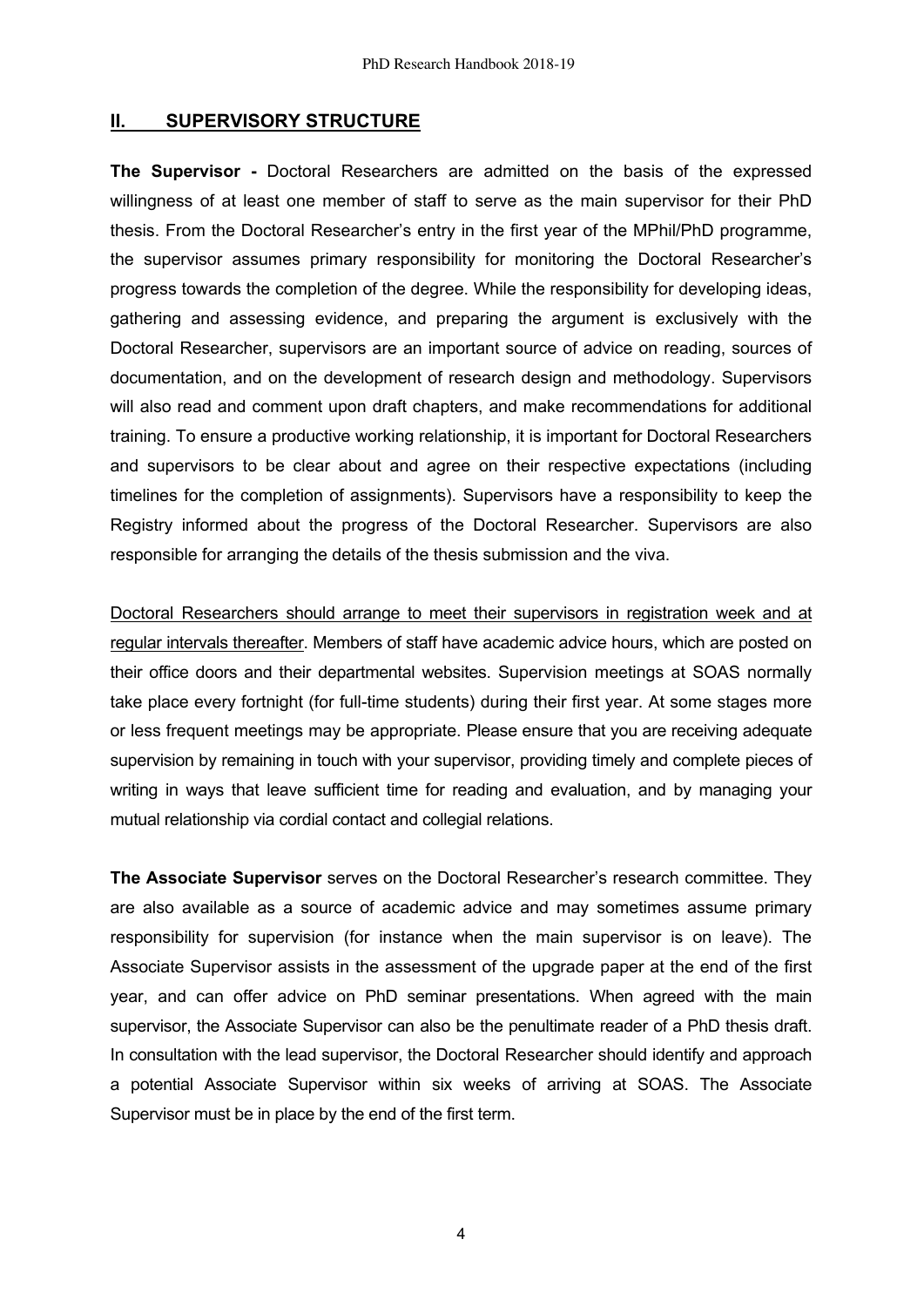## II. SUPERVISORY STRUCTURE

**The Supervisor -** Doctoral Researchers are admitted on the basis of the expressed willingness of at least one member of staff to serve as the main supervisor for their PhD thesis. From the Doctoral Researcher's entry in the first year of the MPhil/PhD programme, the supervisor assumes primary responsibility for monitoring the Doctoral Researcher's progress towards the completion of the degree. While the responsibility for developing ideas, gathering and assessing evidence, and preparing the argument is exclusively with the Doctoral Researcher, supervisors are an important source of advice on reading, sources of documentation, and on the development of research design and methodology. Supervisors will also read and comment upon draft chapters, and make recommendations for additional training. To ensure a productive working relationship, it is important for Doctoral Researchers and supervisors to be clear about and agree on their respective expectations (including timelines for the completion of assignments). Supervisors have a responsibility to keep the Registry informed about the progress of the Doctoral Researcher. Supervisors are also responsible for arranging the details of the thesis submission and the viva.

<u>Doctoral Researchers should arrange to meet their supervisors in registration week and at regular intervals thereafter</u>. Members of staff have academic advice hours, which are posted on their office doors and their departmental websites. Supervision meetings at SOAS normally take place every fortnight (for full-time students) during their first year. At some stages more or less frequent meetings may be appropriate. Please ensure that you are receiving adequate supervision by remaining in touch with your supervisor, providing timely and complete pieces of writing in ways that leave sufficient time for reading and evaluation, and by managing your mutual relationship via cordial contact and collegial relations.

**The Associate Supervisor** serves on the Doctoral Researcher's research committee. They are also available as a source of academic advice and may sometimes assume primary responsibility for supervision (for instance when the main supervisor is on leave). The Associate Supervisor assists in the assessment of the upgrade paper at the end of the first year, and can offer advice on PhD seminar presentations. When agreed with the main supervisor, the Associate Supervisor can also be the penultimate reader of a PhD thesis draft. In consultation with the lead supervisor, the Doctoral Researcher should identify and approach a potential Associate Supervisor within six weeks of arriving at SOAS. The Associate Supervisor must be in place by the end of the first term.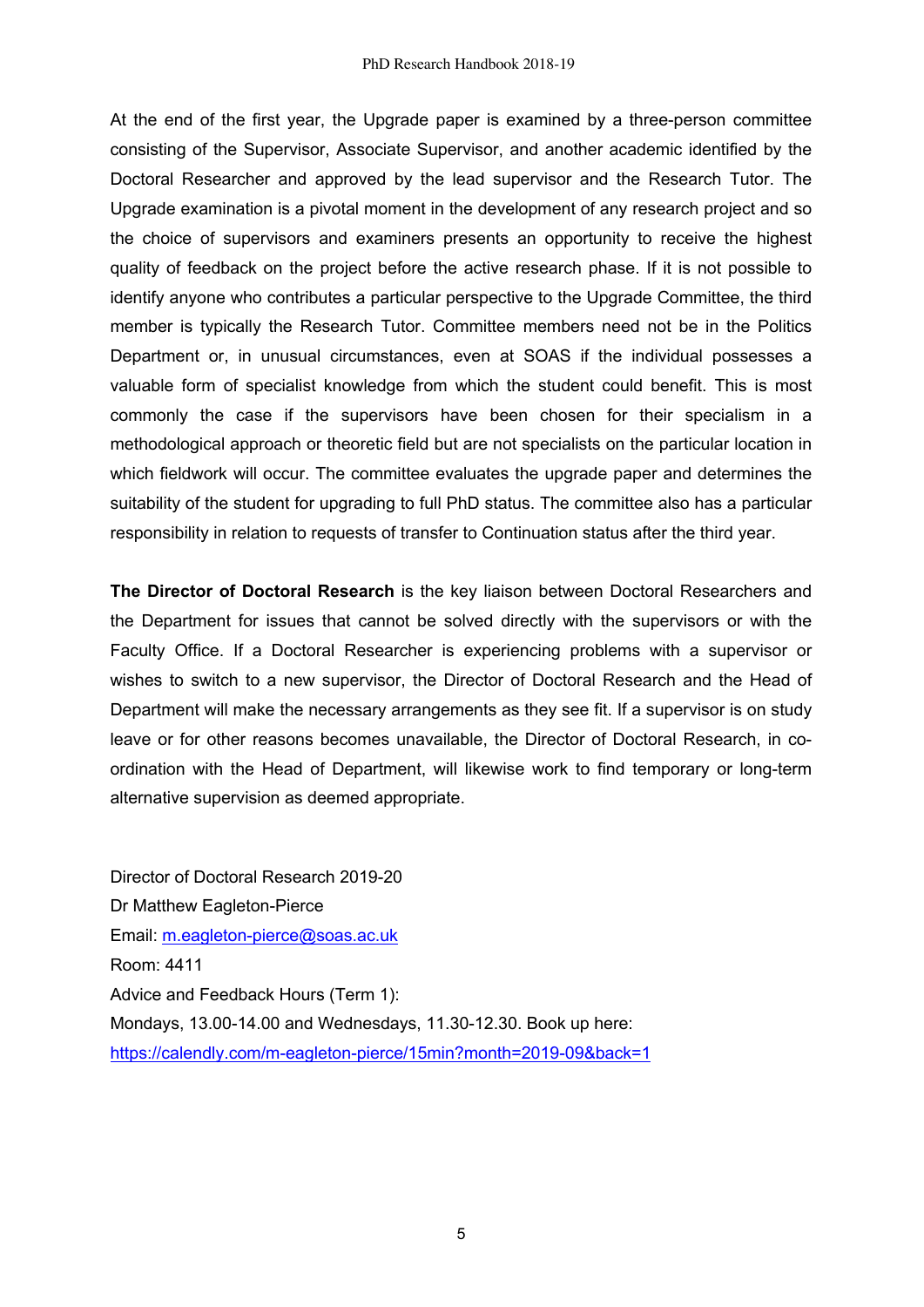At the end of the first year, the Upgrade paper is examined by a three-person committee consisting of the Supervisor, Associate Supervisor, and another academic identified by the Doctoral Researcher and approved by the lead supervisor and the Research Tutor. The Upgrade examination is a pivotal moment in the development of any research project and so the choice of supervisors and examiners presents an opportunity to receive the highest quality of feedback on the project before the active research phase. If it is not possible to identify anyone who contributes a particular perspective to the Upgrade Committee, the third member is typically the Research Tutor. Committee members need not be in the Politics Department or, in unusual circumstances, even at SOAS if the individual possesses a valuable form of specialist knowledge from which the student could benefit. This is most commonly the case if the supervisors have been chosen for their specialism in a methodological approach or theoretic field but are not specialists on the particular location in which fieldwork will occur. The committee evaluates the upgrade paper and determines the suitability of the student for upgrading to full PhD status. The committee also has a particular responsibility in relation to requests of transfer to Continuation status after the third year.

**The Director of Doctoral Research** is the key liaison between Doctoral Researchers and the Department for issues that cannot be solved directly with the supervisors or with the Faculty Office. If a Doctoral Researcher is experiencing problems with a supervisor or wishes to switch to a new supervisor, the Director of Doctoral Research and the Head of Department will make the necessary arrangements as they see fit. If a supervisor is on study leave or for other reasons becomes unavailable, the Director of Doctoral Research, in co-ordination with the Head of Department, will likewise work to find temporary or long-term alternative supervision as deemed appropriate.

Director of Doctoral Research 2019-20
Dr Matthew Eagleton-Pierce
Email: m.eagleton-pierce@soas.ac.uk
Room: 4411
Advice and Feedback Hours (Term 1):
Mondays, 13.00-14.00 and Wednesdays, 11.30-12.30. Book up here:
https://calendly.com/m-eagleton-pierce/15min?month=2019-09&back=1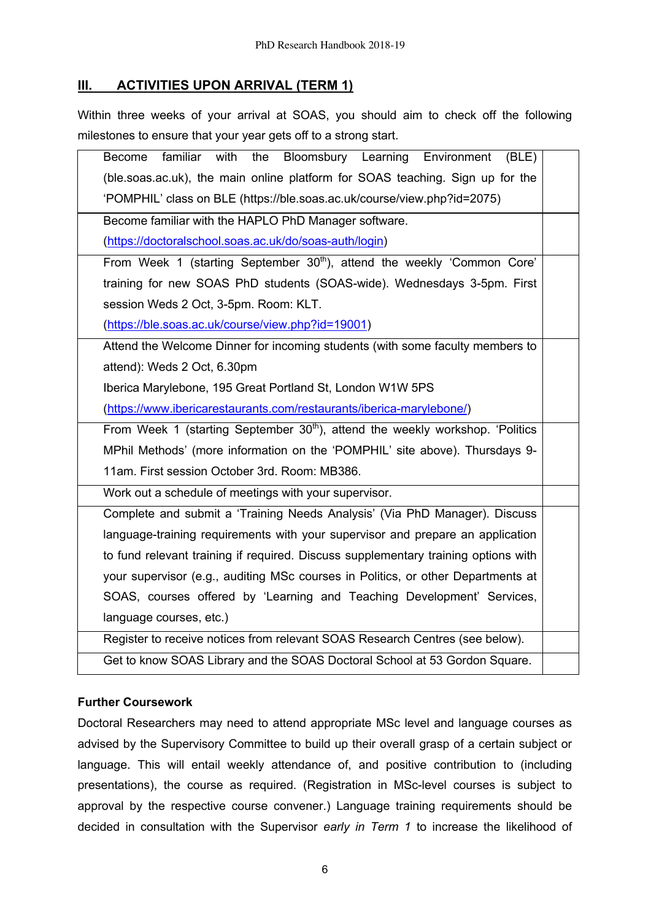## III. ACTIVITIES UPON ARRIVAL (TERM 1)

Within three weeks of your arrival at SOAS, you should aim to check off the following milestones to ensure that your year gets off to a strong start.

| | |
|---|---|
| Become familiar with the Bloomsbury Learning Environment (BLE) (ble.soas.ac.uk), the main online platform for SOAS teaching. Sign up for the 'POMPHIL' class on BLE (https://ble.soas.ac.uk/course/view.php?id=2075) | |
| Become familiar with the HAPLO PhD Manager software. (https://doctoralschool.soas.ac.uk/do/soas-auth/login) | |
| From Week 1 (starting September 30th), attend the weekly 'Common Core' training for new SOAS PhD students (SOAS-wide). Wednesdays 3-5pm. First session Weds 2 Oct, 3-5pm. Room: KLT. (https://ble.soas.ac.uk/course/view.php?id=19001) | |
| Attend the Welcome Dinner for incoming students (with some faculty members to attend): Weds 2 Oct, 6.30pm<br>Iberica Marylebone, 195 Great Portland St, London W1W 5PS<br>(https://www.ibericarestaurants.com/restaurants/iberica-marylebone/) | |
| From Week 1 (starting September 30th), attend the weekly workshop. 'Politics MPhil Methods' (more information on the 'POMPHIL' site above). Thursdays 9-11am. First session October 3rd. Room: MB386. | |
| Work out a schedule of meetings with your supervisor. | |
| Complete and submit a 'Training Needs Analysis' (Via PhD Manager). Discuss language-training requirements with your supervisor and prepare an application to fund relevant training if required. Discuss supplementary training options with your supervisor (e.g., auditing MSc courses in Politics, or other Departments at SOAS, courses offered by 'Learning and Teaching Development' Services, language courses, etc.) | |
| Register to receive notices from relevant SOAS Research Centres (see below). | |
| Get to know SOAS Library and the SOAS Doctoral School at 53 Gordon Square. | |

**Further Coursework**

Doctoral Researchers may need to attend appropriate MSc level and language courses as advised by the Supervisory Committee to build up their overall grasp of a certain subject or language. This will entail weekly attendance of, and positive contribution to (including presentations), the course as required. (Registration in MSc-level courses is subject to approval by the respective course convener.) Language training requirements should be decided in consultation with the Supervisor *early in Term 1* to increase the likelihood of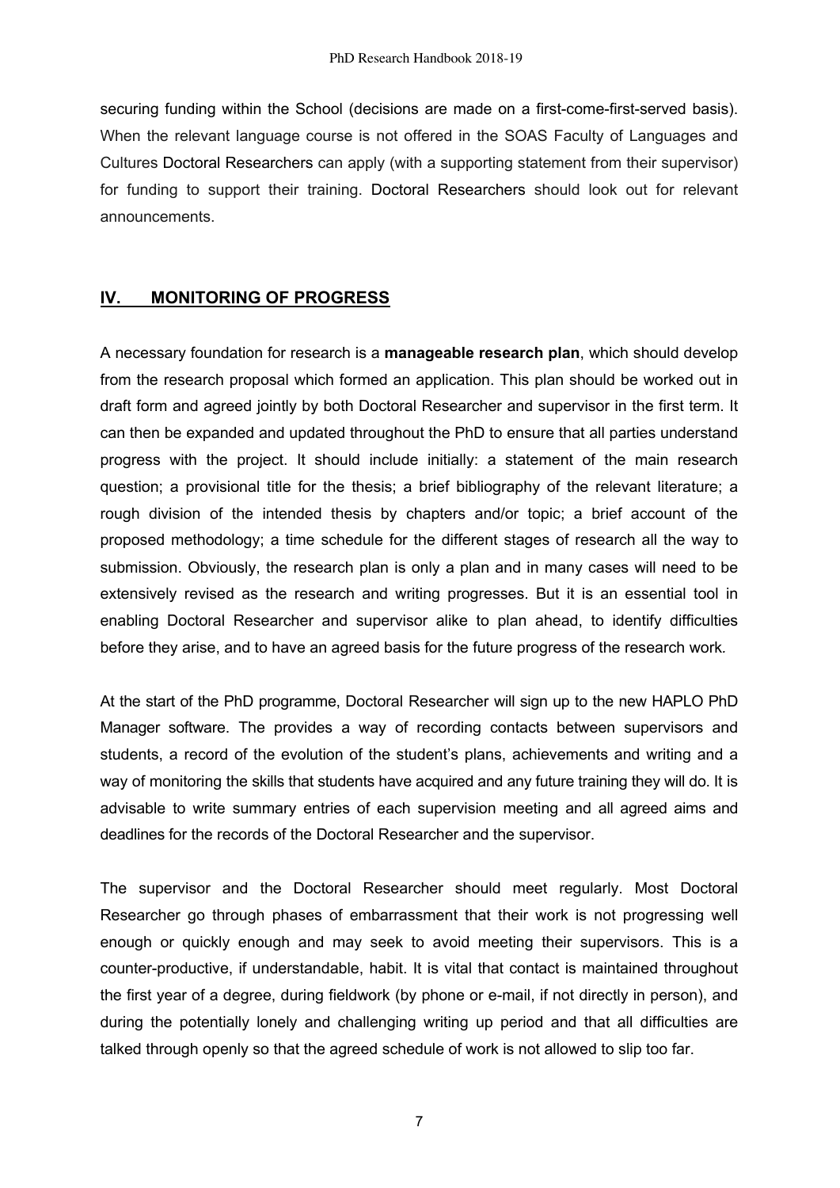securing funding within the School (decisions are made on a first-come-first-served basis). When the relevant language course is not offered in the SOAS Faculty of Languages and Cultures Doctoral Researchers can apply (with a supporting statement from their supervisor) for funding to support their training. Doctoral Researchers should look out for relevant announcements.

## IV. MONITORING OF PROGRESS

A necessary foundation for research is a **manageable research plan**, which should develop from the research proposal which formed an application. This plan should be worked out in draft form and agreed jointly by both Doctoral Researcher and supervisor in the first term. It can then be expanded and updated throughout the PhD to ensure that all parties understand progress with the project. It should include initially: a statement of the main research question; a provisional title for the thesis; a brief bibliography of the relevant literature; a rough division of the intended thesis by chapters and/or topic; a brief account of the proposed methodology; a time schedule for the different stages of research all the way to submission. Obviously, the research plan is only a plan and in many cases will need to be extensively revised as the research and writing progresses. But it is an essential tool in enabling Doctoral Researcher and supervisor alike to plan ahead, to identify difficulties before they arise, and to have an agreed basis for the future progress of the research work.

At the start of the PhD programme, Doctoral Researcher will sign up to the new HAPLO PhD Manager software. The provides a way of recording contacts between supervisors and students, a record of the evolution of the student's plans, achievements and writing and a way of monitoring the skills that students have acquired and any future training they will do. It is advisable to write summary entries of each supervision meeting and all agreed aims and deadlines for the records of the Doctoral Researcher and the supervisor.

The supervisor and the Doctoral Researcher should meet regularly. Most Doctoral Researcher go through phases of embarrassment that their work is not progressing well enough or quickly enough and may seek to avoid meeting their supervisors. This is a counter-productive, if understandable, habit. It is vital that contact is maintained throughout the first year of a degree, during fieldwork (by phone or e-mail, if not directly in person), and during the potentially lonely and challenging writing up period and that all difficulties are talked through openly so that the agreed schedule of work is not allowed to slip too far.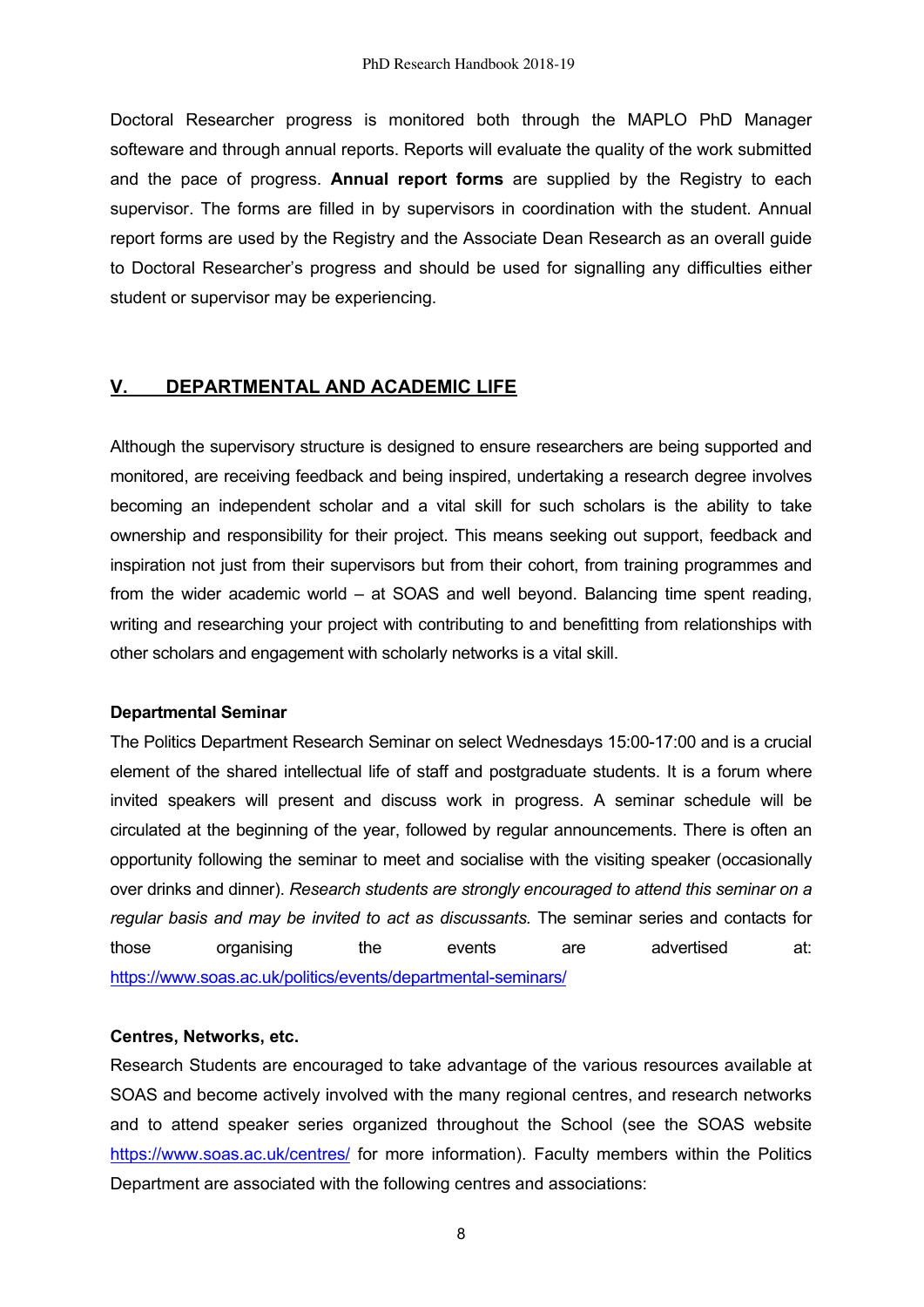Doctoral Researcher progress is monitored both through the MAPLO PhD Manager softeware and through annual reports. Reports will evaluate the quality of the work submitted and the pace of progress. **Annual report forms** are supplied by the Registry to each supervisor. The forms are filled in by supervisors in coordination with the student. Annual report forms are used by the Registry and the Associate Dean Research as an overall guide to Doctoral Researcher's progress and should be used for signalling any difficulties either student or supervisor may be experiencing.

## V. DEPARTMENTAL AND ACADEMIC LIFE

Although the supervisory structure is designed to ensure researchers are being supported and monitored, are receiving feedback and being inspired, undertaking a research degree involves becoming an independent scholar and a vital skill for such scholars is the ability to take ownership and responsibility for their project. This means seeking out support, feedback and inspiration not just from their supervisors but from their cohort, from training programmes and from the wider academic world – at SOAS and well beyond. Balancing time spent reading, writing and researching your project with contributing to and benefitting from relationships with other scholars and engagement with scholarly networks is a vital skill.

**Departmental Seminar**

The Politics Department Research Seminar on select Wednesdays 15:00-17:00 and is a crucial element of the shared intellectual life of staff and postgraduate students. It is a forum where invited speakers will present and discuss work in progress. A seminar schedule will be circulated at the beginning of the year, followed by regular announcements. There is often an opportunity following the seminar to meet and socialise with the visiting speaker (occasionally over drinks and dinner). *Research students are strongly encouraged to attend this seminar on a regular basis and may be invited to act as discussants.* The seminar series and contacts for those organising the events are advertised at: https://www.soas.ac.uk/politics/events/departmental-seminars/

**Centres, Networks, etc.**

Research Students are encouraged to take advantage of the various resources available at SOAS and become actively involved with the many regional centres, and research networks and to attend speaker series organized throughout the School (see the SOAS website https://www.soas.ac.uk/centres/ for more information). Faculty members within the Politics Department are associated with the following centres and associations: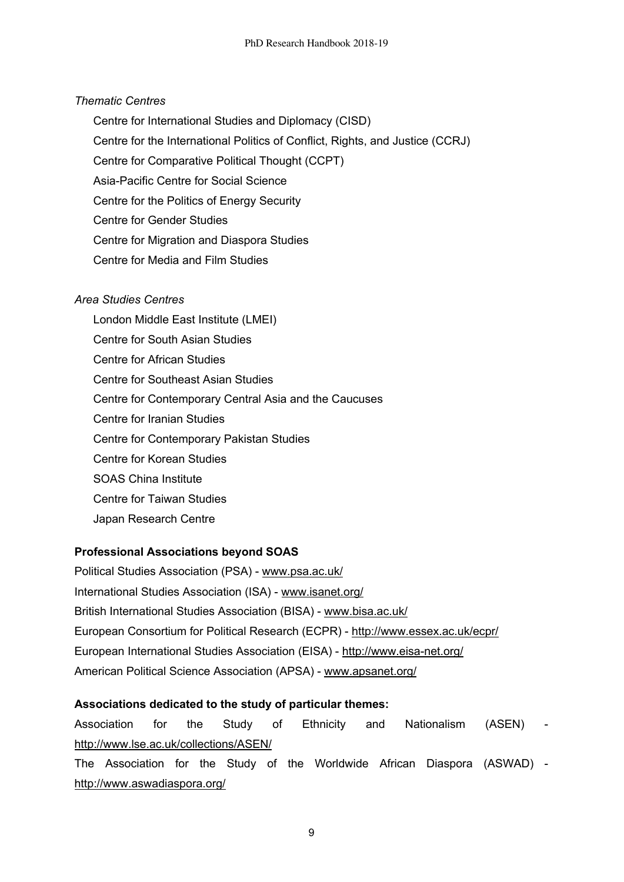*Thematic Centres*

Centre for International Studies and Diplomacy (CISD)

Centre for the International Politics of Conflict, Rights, and Justice (CCRJ)

Centre for Comparative Political Thought (CCPT)

Asia-Pacific Centre for Social Science

Centre for the Politics of Energy Security

Centre for Gender Studies

Centre for Migration and Diaspora Studies

Centre for Media and Film Studies

*Area Studies Centres*

London Middle East Institute (LMEI)

Centre for South Asian Studies

Centre for African Studies

Centre for Southeast Asian Studies

Centre for Contemporary Central Asia and the Caucuses

Centre for Iranian Studies

Centre for Contemporary Pakistan Studies

Centre for Korean Studies

SOAS China Institute

Centre for Taiwan Studies

Japan Research Centre

**Professional Associations beyond SOAS**

Political Studies Association (PSA) - www.psa.ac.uk/

International Studies Association (ISA) - www.isanet.org/

British International Studies Association (BISA) - www.bisa.ac.uk/

European Consortium for Political Research (ECPR) - http://www.essex.ac.uk/ecpr/

European International Studies Association (EISA) - http://www.eisa-net.org/

American Political Science Association (APSA) - www.apsanet.org/

**Associations dedicated to the study of particular themes:**

Association for the Study of Ethnicity and Nationalism (ASEN) - http://www.lse.ac.uk/collections/ASEN/

The Association for the Study of the Worldwide African Diaspora (ASWAD) - http://www.aswadiaspora.org/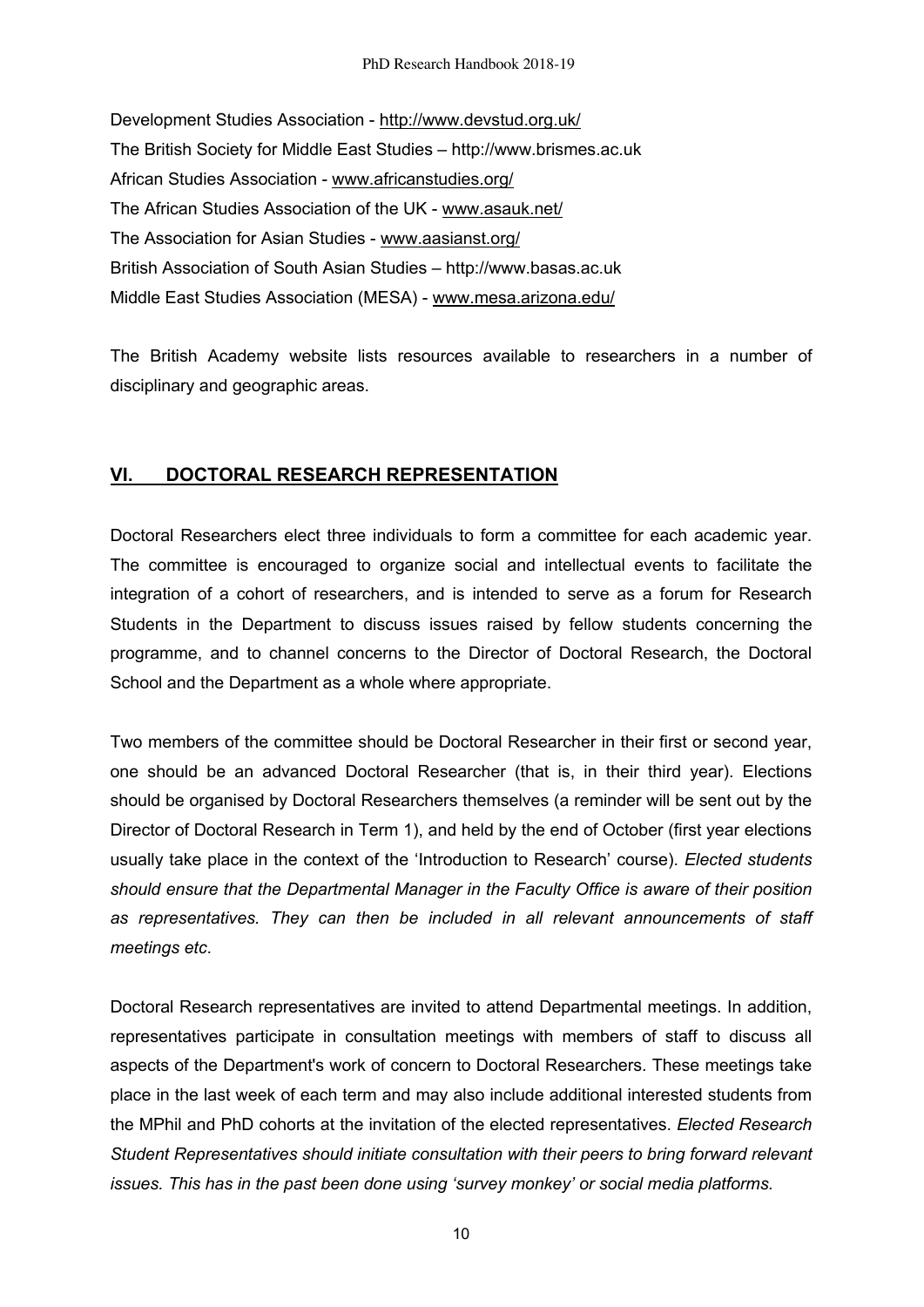Development Studies Association - http://www.devstud.org.uk/
The British Society for Middle East Studies – http://www.brismes.ac.uk
African Studies Association - www.africanstudies.org/
The African Studies Association of the UK - www.asauk.net/
The Association for Asian Studies - www.aasianst.org/
British Association of South Asian Studies – http://www.basas.ac.uk
Middle East Studies Association (MESA) - www.mesa.arizona.edu/

The British Academy website lists resources available to researchers in a number of disciplinary and geographic areas.

## VI. DOCTORAL RESEARCH REPRESENTATION

Doctoral Researchers elect three individuals to form a committee for each academic year. The committee is encouraged to organize social and intellectual events to facilitate the integration of a cohort of researchers, and is intended to serve as a forum for Research Students in the Department to discuss issues raised by fellow students concerning the programme, and to channel concerns to the Director of Doctoral Research, the Doctoral School and the Department as a whole where appropriate.

Two members of the committee should be Doctoral Researcher in their first or second year, one should be an advanced Doctoral Researcher (that is, in their third year). Elections should be organised by Doctoral Researchers themselves (a reminder will be sent out by the Director of Doctoral Research in Term 1), and held by the end of October (first year elections usually take place in the context of the 'Introduction to Research' course). *Elected students should ensure that the Departmental Manager in the Faculty Office is aware of their position as representatives. They can then be included in all relevant announcements of staff meetings etc*.

Doctoral Research representatives are invited to attend Departmental meetings. In addition, representatives participate in consultation meetings with members of staff to discuss all aspects of the Department's work of concern to Doctoral Researchers. These meetings take place in the last week of each term and may also include additional interested students from the MPhil and PhD cohorts at the invitation of the elected representatives. *Elected Research Student Representatives should initiate consultation with their peers to bring forward relevant issues. This has in the past been done using 'survey monkey' or social media platforms.*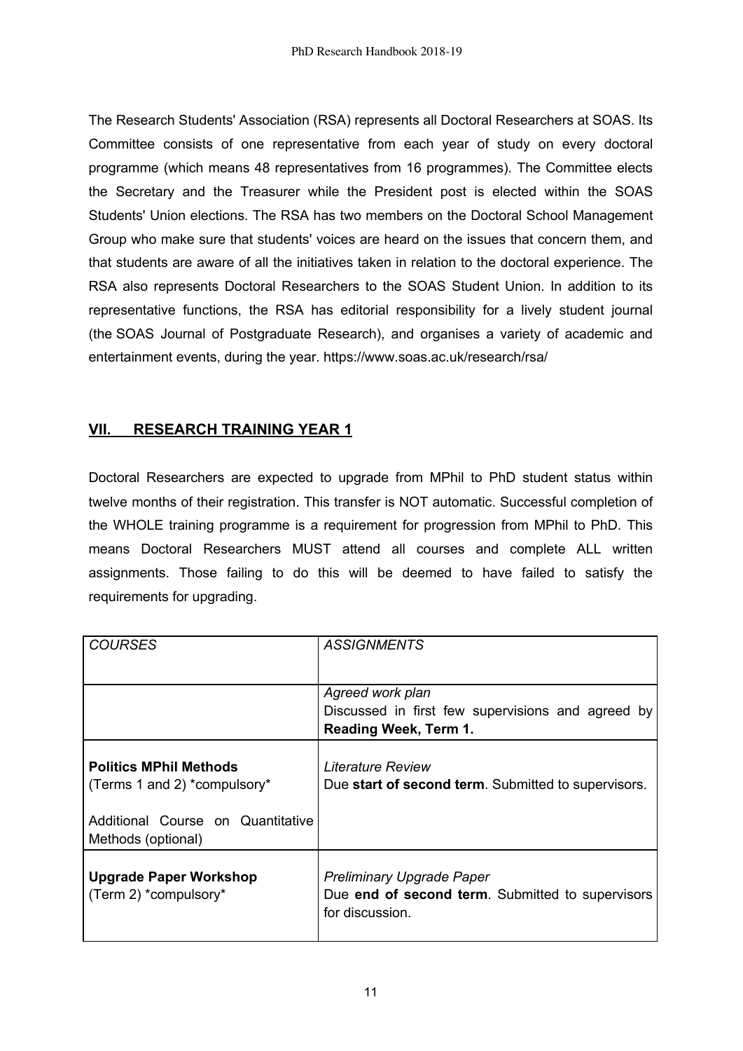The Research Students' Association (RSA) represents all Doctoral Researchers at SOAS. Its Committee consists of one representative from each year of study on every doctoral programme (which means 48 representatives from 16 programmes). The Committee elects the Secretary and the Treasurer while the President post is elected within the SOAS Students' Union elections. The RSA has two members on the Doctoral School Management Group who make sure that students' voices are heard on the issues that concern them, and that students are aware of all the initiatives taken in relation to the doctoral experience. The RSA also represents Doctoral Researchers to the SOAS Student Union. In addition to its representative functions, the RSA has editorial responsibility for a lively student journal (the SOAS Journal of Postgraduate Research), and organises a variety of academic and entertainment events, during the year. https://www.soas.ac.uk/research/rsa/

## VII. RESEARCH TRAINING YEAR 1

Doctoral Researchers are expected to upgrade from MPhil to PhD student status within twelve months of their registration. This transfer is NOT automatic. Successful completion of the WHOLE training programme is a requirement for progression from MPhil to PhD. This means Doctoral Researchers MUST attend all courses and complete ALL written assignments. Those failing to do this will be deemed to have failed to satisfy the requirements for upgrading.

| *COURSES* | *ASSIGNMENTS* |
|---|---|
| | *Agreed work plan*<br>Discussed in first few supervisions and agreed by **Reading Week, Term 1.** |
| **Politics MPhil Methods**<br>(Terms 1 and 2) *compulsory*<br><br>Additional Course on Quantitative Methods (optional) | *Literature Review*<br>Due **start of second term**. Submitted to supervisors. |
| **Upgrade Paper Workshop**<br>(Term 2) *compulsory* | *Preliminary Upgrade Paper*<br>Due **end of second term**. Submitted to supervisors for discussion. |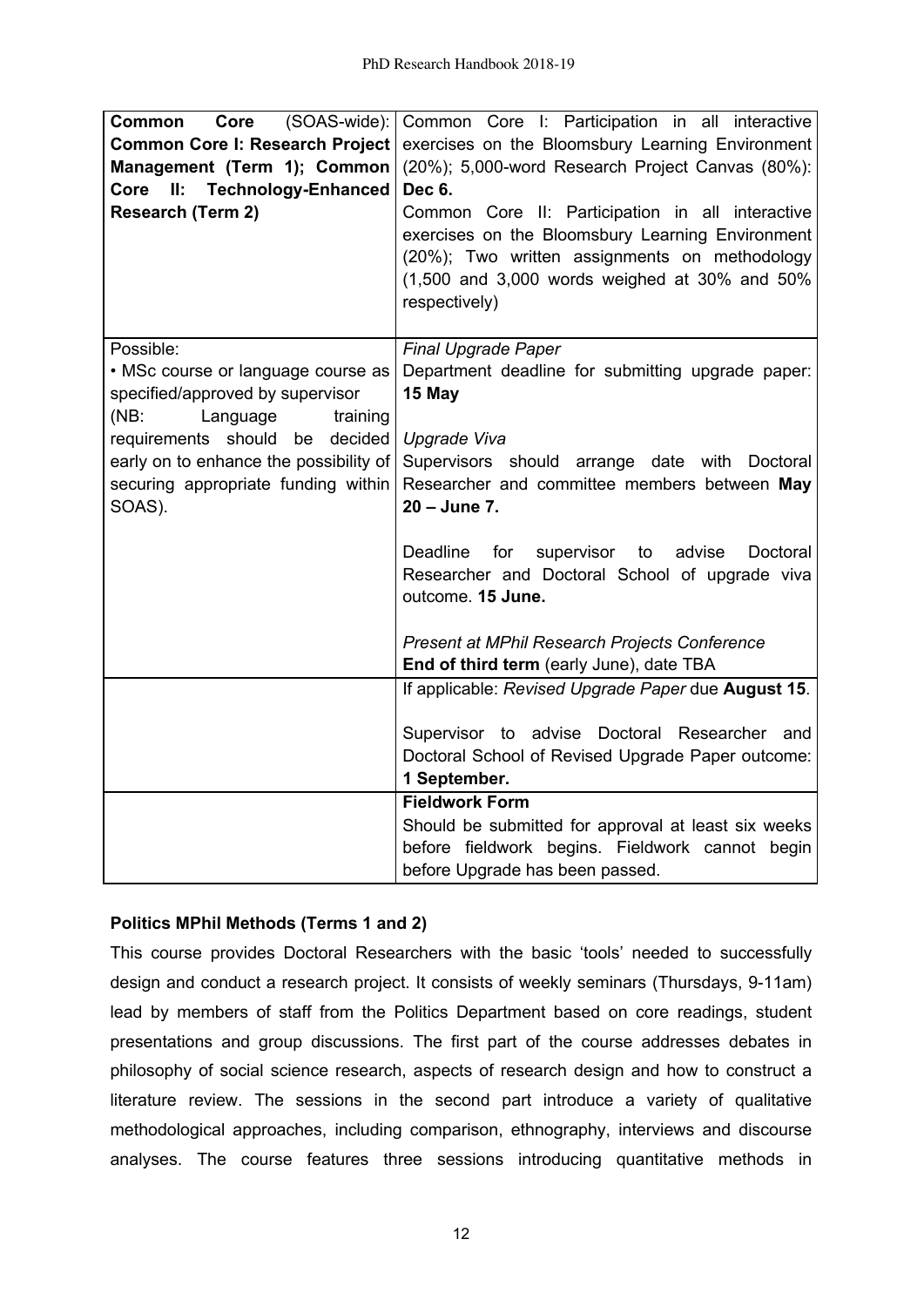| | |
|---|---|
| **Common Core** (SOAS-wide): **Common Core I: Research Project Management (Term 1); Common Core II: Technology-Enhanced Research (Term 2)** | Common Core I: Participation in all interactive exercises on the Bloomsbury Learning Environment (20%); 5,000-word Research Project Canvas (80%): **Dec 6.**<br>Common Core II: Participation in all interactive exercises on the Bloomsbury Learning Environment (20%); Two written assignments on methodology (1,500 and 3,000 words weighed at 30% and 50% respectively) |
| Possible:<br>• MSc course or language course as specified/approved by supervisor (NB: Language training requirements should be decided early on to enhance the possibility of securing appropriate funding within SOAS). | *Final Upgrade Paper*<br>Department deadline for submitting upgrade paper: **15 May**<br><br>*Upgrade Viva*<br>Supervisors should arrange date with Doctoral Researcher and committee members between **May 20 – June 7.**<br><br>Deadline for supervisor to advise Doctoral Researcher and Doctoral School of upgrade viva outcome. **15 June.**<br><br>*Present at MPhil Research Projects Conference*<br>**End of third term** (early June), date TBA |
| | If applicable: *Revised Upgrade Paper* due **August 15**.<br><br>Supervisor to advise Doctoral Researcher and Doctoral School of Revised Upgrade Paper outcome: **1 September.** |
| | **Fieldwork Form**<br>Should be submitted for approval at least six weeks before fieldwork begins. Fieldwork cannot begin before Upgrade has been passed. |

**Politics MPhil Methods (Terms 1 and 2)**

This course provides Doctoral Researchers with the basic 'tools' needed to successfully design and conduct a research project. It consists of weekly seminars (Thursdays, 9-11am) lead by members of staff from the Politics Department based on core readings, student presentations and group discussions. The first part of the course addresses debates in philosophy of social science research, aspects of research design and how to construct a literature review. The sessions in the second part introduce a variety of qualitative methodological approaches, including comparison, ethnography, interviews and discourse analyses. The course features three sessions introducing quantitative methods in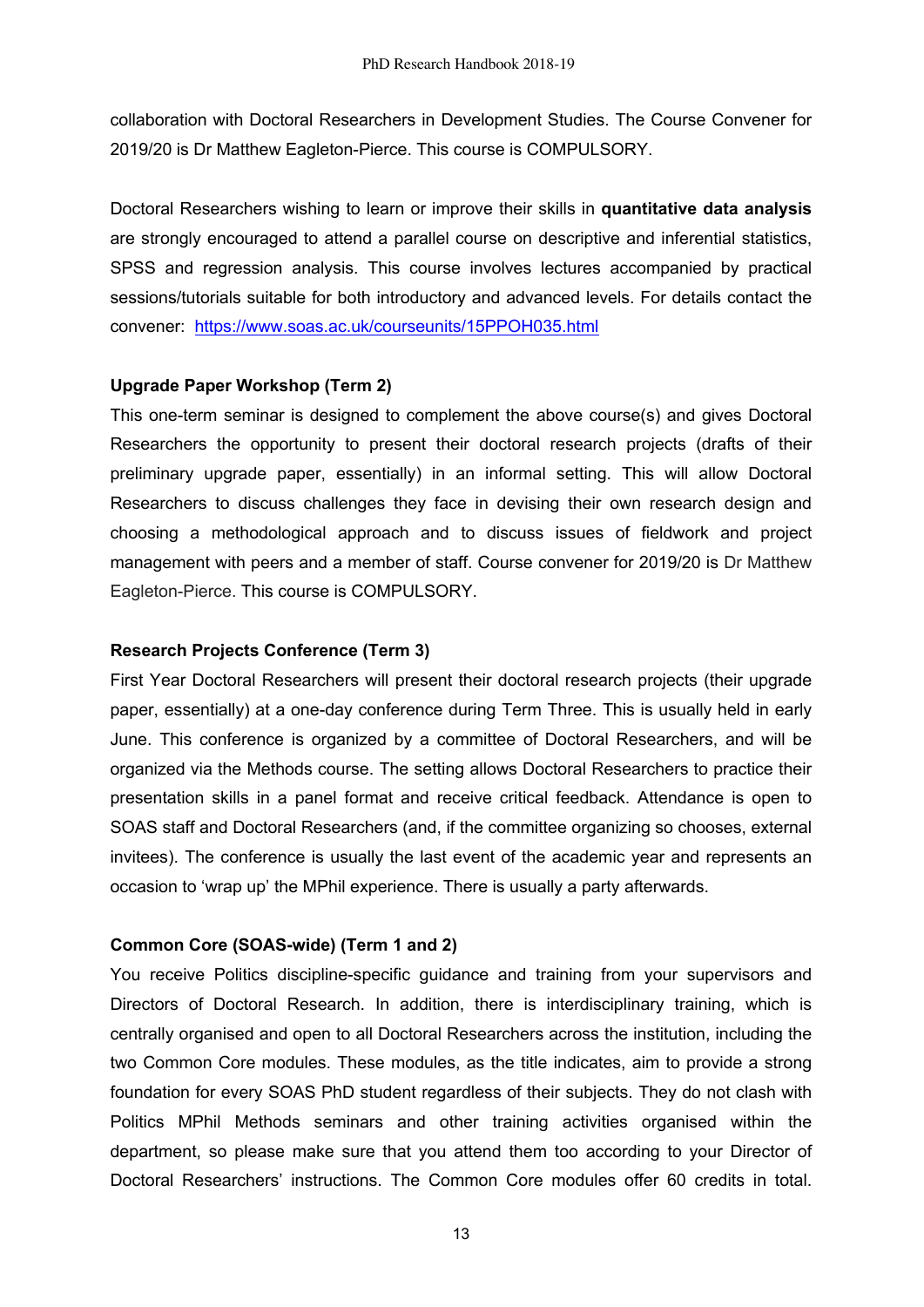collaboration with Doctoral Researchers in Development Studies. The Course Convener for 2019/20 is Dr Matthew Eagleton-Pierce. This course is COMPULSORY.

Doctoral Researchers wishing to learn or improve their skills in **quantitative data analysis** are strongly encouraged to attend a parallel course on descriptive and inferential statistics, SPSS and regression analysis. This course involves lectures accompanied by practical sessions/tutorials suitable for both introductory and advanced levels. For details contact the convener: https://www.soas.ac.uk/courseunits/15PPOH035.html

**Upgrade Paper Workshop (Term 2)**

This one-term seminar is designed to complement the above course(s) and gives Doctoral Researchers the opportunity to present their doctoral research projects (drafts of their preliminary upgrade paper, essentially) in an informal setting. This will allow Doctoral Researchers to discuss challenges they face in devising their own research design and choosing a methodological approach and to discuss issues of fieldwork and project management with peers and a member of staff. Course convener for 2019/20 is Dr Matthew Eagleton-Pierce. This course is COMPULSORY.

**Research Projects Conference (Term 3)**

First Year Doctoral Researchers will present their doctoral research projects (their upgrade paper, essentially) at a one-day conference during Term Three. This is usually held in early June. This conference is organized by a committee of Doctoral Researchers, and will be organized via the Methods course. The setting allows Doctoral Researchers to practice their presentation skills in a panel format and receive critical feedback. Attendance is open to SOAS staff and Doctoral Researchers (and, if the committee organizing so chooses, external invitees). The conference is usually the last event of the academic year and represents an occasion to 'wrap up' the MPhil experience. There is usually a party afterwards.

**Common Core (SOAS-wide) (Term 1 and 2)**

You receive Politics discipline-specific guidance and training from your supervisors and Directors of Doctoral Research. In addition, there is interdisciplinary training, which is centrally organised and open to all Doctoral Researchers across the institution, including the two Common Core modules. These modules, as the title indicates, aim to provide a strong foundation for every SOAS PhD student regardless of their subjects. They do not clash with Politics MPhil Methods seminars and other training activities organised within the department, so please make sure that you attend them too according to your Director of Doctoral Researchers' instructions. The Common Core modules offer 60 credits in total.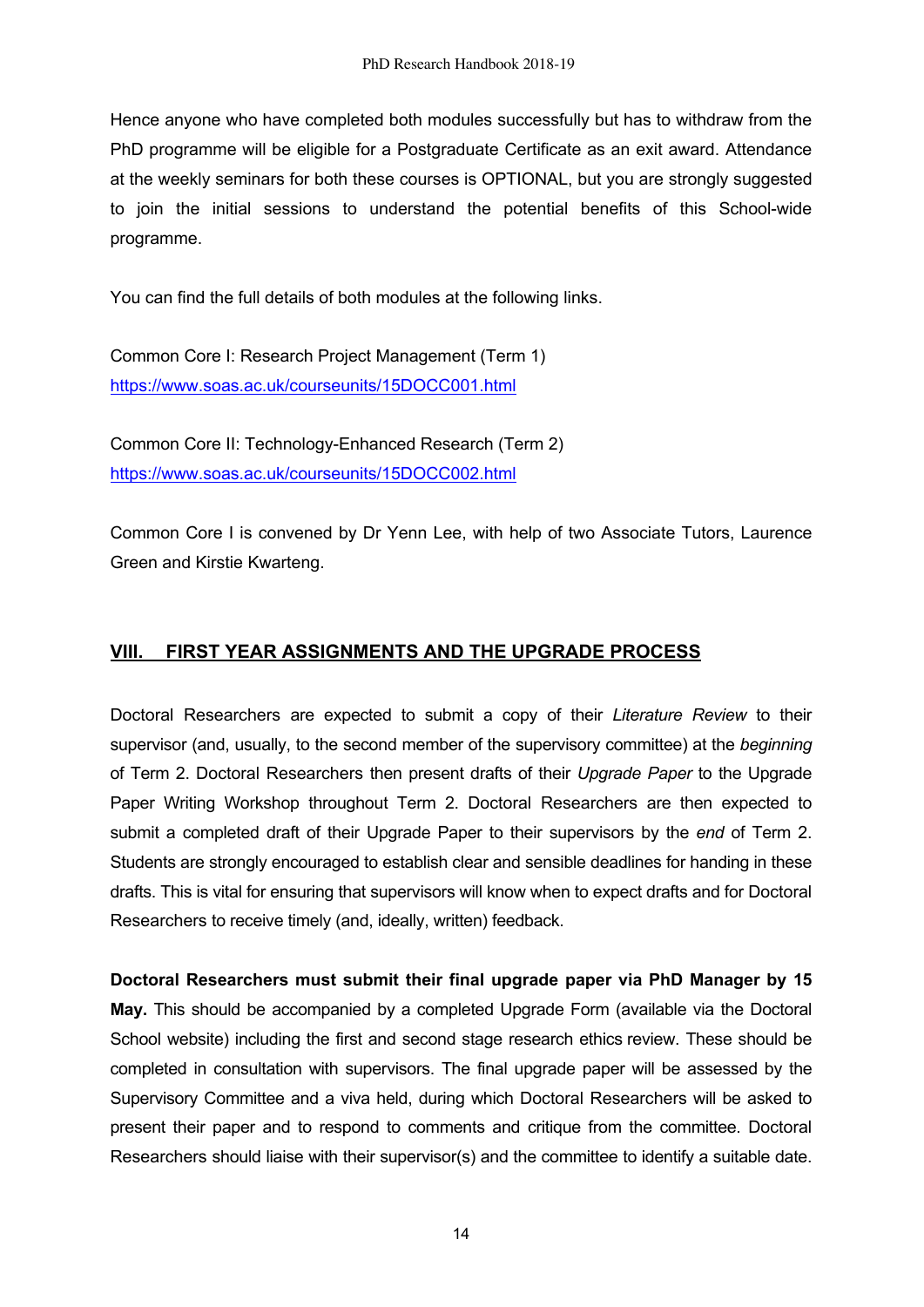Hence anyone who have completed both modules successfully but has to withdraw from the PhD programme will be eligible for a Postgraduate Certificate as an exit award. Attendance at the weekly seminars for both these courses is OPTIONAL, but you are strongly suggested to join the initial sessions to understand the potential benefits of this School-wide programme.

You can find the full details of both modules at the following links.

Common Core I: Research Project Management (Term 1)
https://www.soas.ac.uk/courseunits/15DOCC001.html

Common Core II: Technology-Enhanced Research (Term 2)
https://www.soas.ac.uk/courseunits/15DOCC002.html

Common Core I is convened by Dr Yenn Lee, with help of two Associate Tutors, Laurence Green and Kirstie Kwarteng.

## VIII. FIRST YEAR ASSIGNMENTS AND THE UPGRADE PROCESS

Doctoral Researchers are expected to submit a copy of their *Literature Review* to their supervisor (and, usually, to the second member of the supervisory committee) at the *beginning* of Term 2. Doctoral Researchers then present drafts of their *Upgrade Paper* to the Upgrade Paper Writing Workshop throughout Term 2. Doctoral Researchers are then expected to submit a completed draft of their Upgrade Paper to their supervisors by the *end* of Term 2. Students are strongly encouraged to establish clear and sensible deadlines for handing in these drafts. This is vital for ensuring that supervisors will know when to expect drafts and for Doctoral Researchers to receive timely (and, ideally, written) feedback.

**Doctoral Researchers must submit their final upgrade paper via PhD Manager by 15 May.** This should be accompanied by a completed Upgrade Form (available via the Doctoral School website) including the first and second stage research ethics review. These should be completed in consultation with supervisors. The final upgrade paper will be assessed by the Supervisory Committee and a viva held, during which Doctoral Researchers will be asked to present their paper and to respond to comments and critique from the committee. Doctoral Researchers should liaise with their supervisor(s) and the committee to identify a suitable date.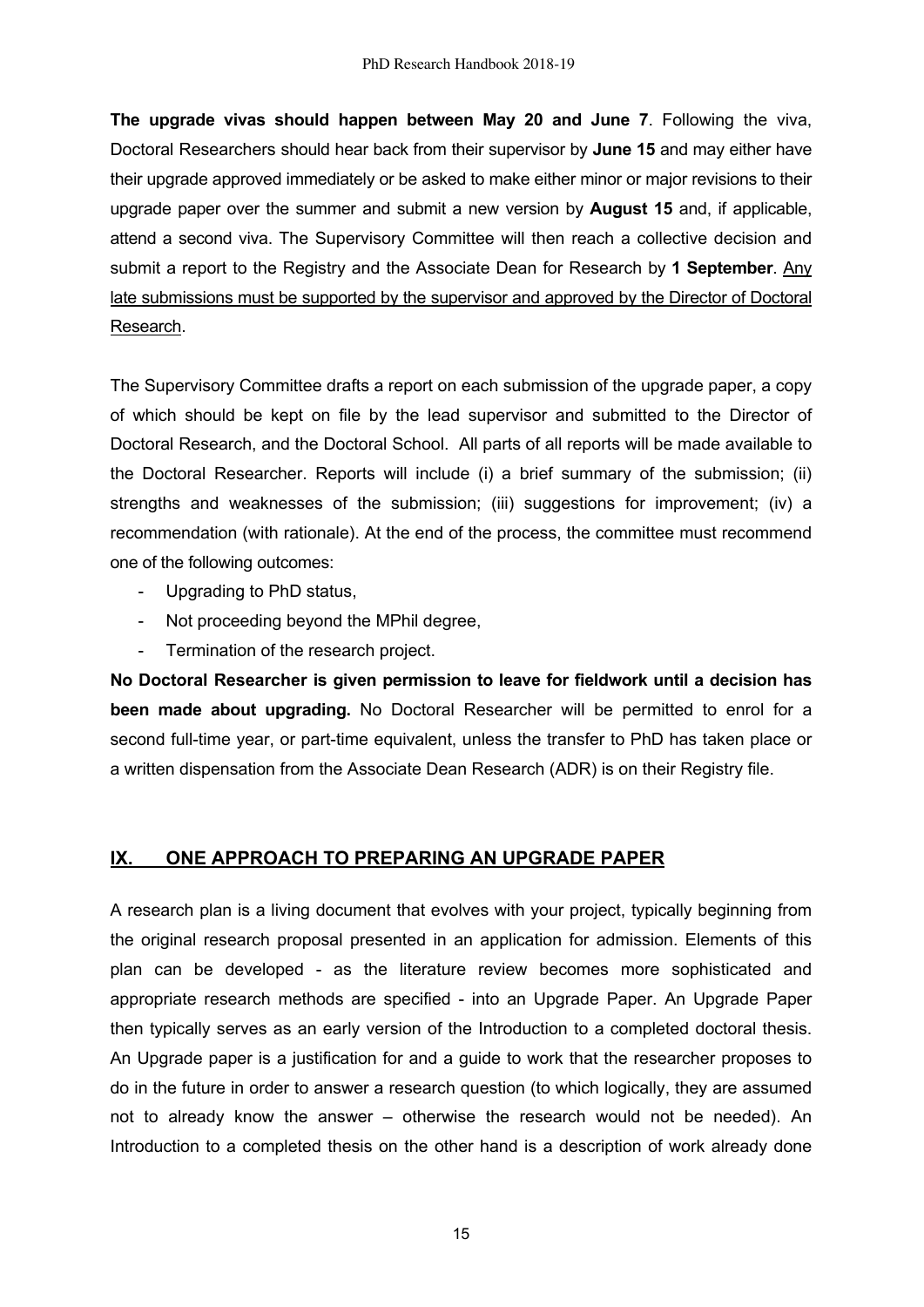**The upgrade vivas should happen between May 20 and June 7**. Following the viva, Doctoral Researchers should hear back from their supervisor by **June 15** and may either have their upgrade approved immediately or be asked to make either minor or major revisions to their upgrade paper over the summer and submit a new version by **August 15** and, if applicable, attend a second viva. The Supervisory Committee will then reach a collective decision and submit a report to the Registry and the Associate Dean for Research by **1 September**. <u>Any late submissions must be supported by the supervisor and approved by the Director of Doctoral Research</u>.

The Supervisory Committee drafts a report on each submission of the upgrade paper, a copy of which should be kept on file by the lead supervisor and submitted to the Director of Doctoral Research, and the Doctoral School. All parts of all reports will be made available to the Doctoral Researcher. Reports will include (i) a brief summary of the submission; (ii) strengths and weaknesses of the submission; (iii) suggestions for improvement; (iv) a recommendation (with rationale). At the end of the process, the committee must recommend one of the following outcomes:

- Upgrading to PhD status,
- Not proceeding beyond the MPhil degree,
- Termination of the research project.

**No Doctoral Researcher is given permission to leave for fieldwork until a decision has been made about upgrading.** No Doctoral Researcher will be permitted to enrol for a second full-time year, or part-time equivalent, unless the transfer to PhD has taken place or a written dispensation from the Associate Dean Research (ADR) is on their Registry file.

## IX. ONE APPROACH TO PREPARING AN UPGRADE PAPER

A research plan is a living document that evolves with your project, typically beginning from the original research proposal presented in an application for admission. Elements of this plan can be developed - as the literature review becomes more sophisticated and appropriate research methods are specified - into an Upgrade Paper. An Upgrade Paper then typically serves as an early version of the Introduction to a completed doctoral thesis. An Upgrade paper is a justification for and a guide to work that the researcher proposes to do in the future in order to answer a research question (to which logically, they are assumed not to already know the answer – otherwise the research would not be needed). An Introduction to a completed thesis on the other hand is a description of work already done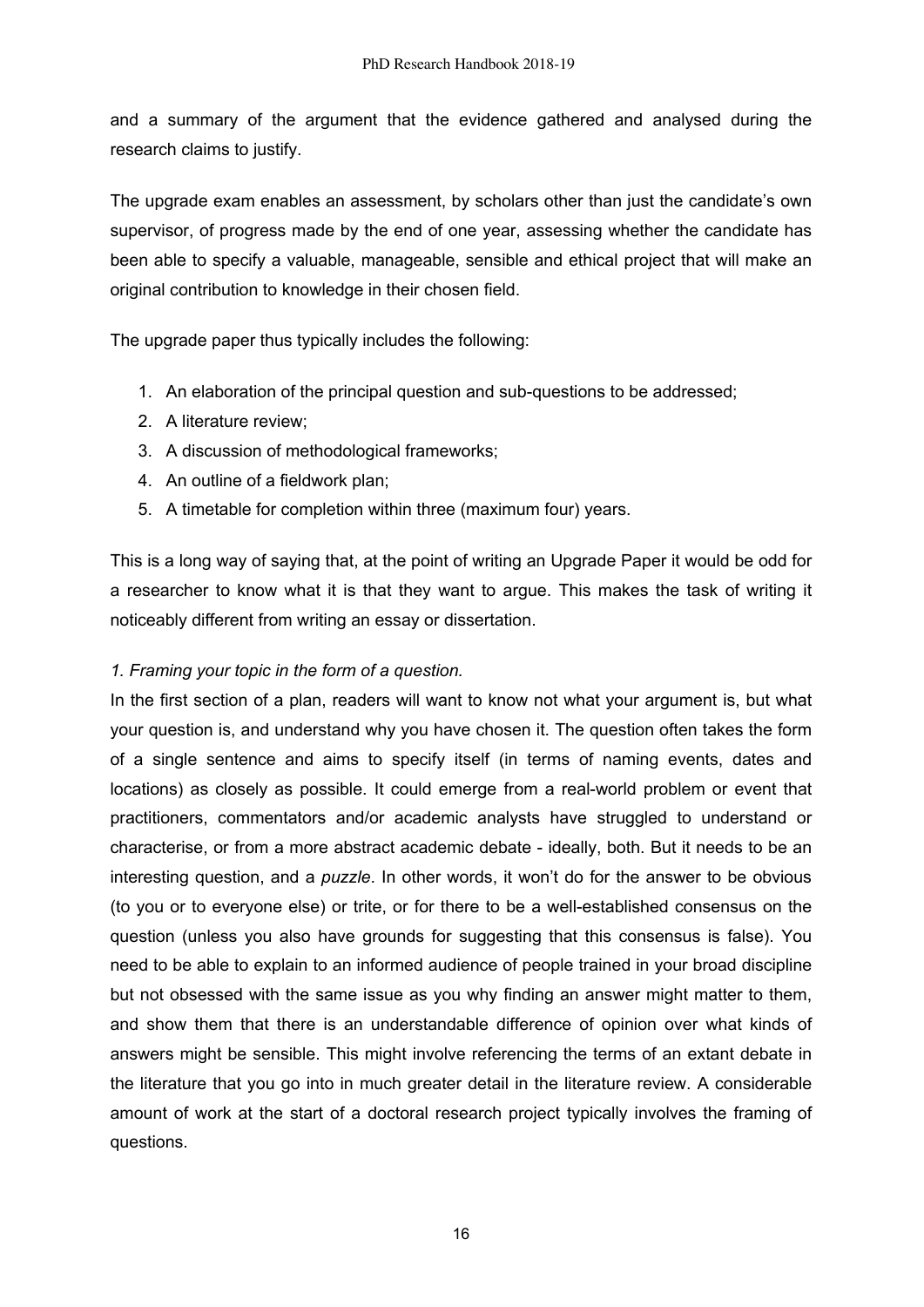and a summary of the argument that the evidence gathered and analysed during the research claims to justify.

The upgrade exam enables an assessment, by scholars other than just the candidate's own supervisor, of progress made by the end of one year, assessing whether the candidate has been able to specify a valuable, manageable, sensible and ethical project that will make an original contribution to knowledge in their chosen field.

The upgrade paper thus typically includes the following:

1. An elaboration of the principal question and sub-questions to be addressed;
2. A literature review;
3. A discussion of methodological frameworks;
4. An outline of a fieldwork plan;
5. A timetable for completion within three (maximum four) years.

This is a long way of saying that, at the point of writing an Upgrade Paper it would be odd for a researcher to know what it is that they want to argue. This makes the task of writing it noticeably different from writing an essay or dissertation.

*1. Framing your topic in the form of a question.*

In the first section of a plan, readers will want to know not what your argument is, but what your question is, and understand why you have chosen it. The question often takes the form of a single sentence and aims to specify itself (in terms of naming events, dates and locations) as closely as possible. It could emerge from a real-world problem or event that practitioners, commentators and/or academic analysts have struggled to understand or characterise, or from a more abstract academic debate - ideally, both. But it needs to be an interesting question, and a *puzzle*. In other words, it won't do for the answer to be obvious (to you or to everyone else) or trite, or for there to be a well-established consensus on the question (unless you also have grounds for suggesting that this consensus is false). You need to be able to explain to an informed audience of people trained in your broad discipline but not obsessed with the same issue as you why finding an answer might matter to them, and show them that there is an understandable difference of opinion over what kinds of answers might be sensible. This might involve referencing the terms of an extant debate in the literature that you go into in much greater detail in the literature review. A considerable amount of work at the start of a doctoral research project typically involves the framing of questions.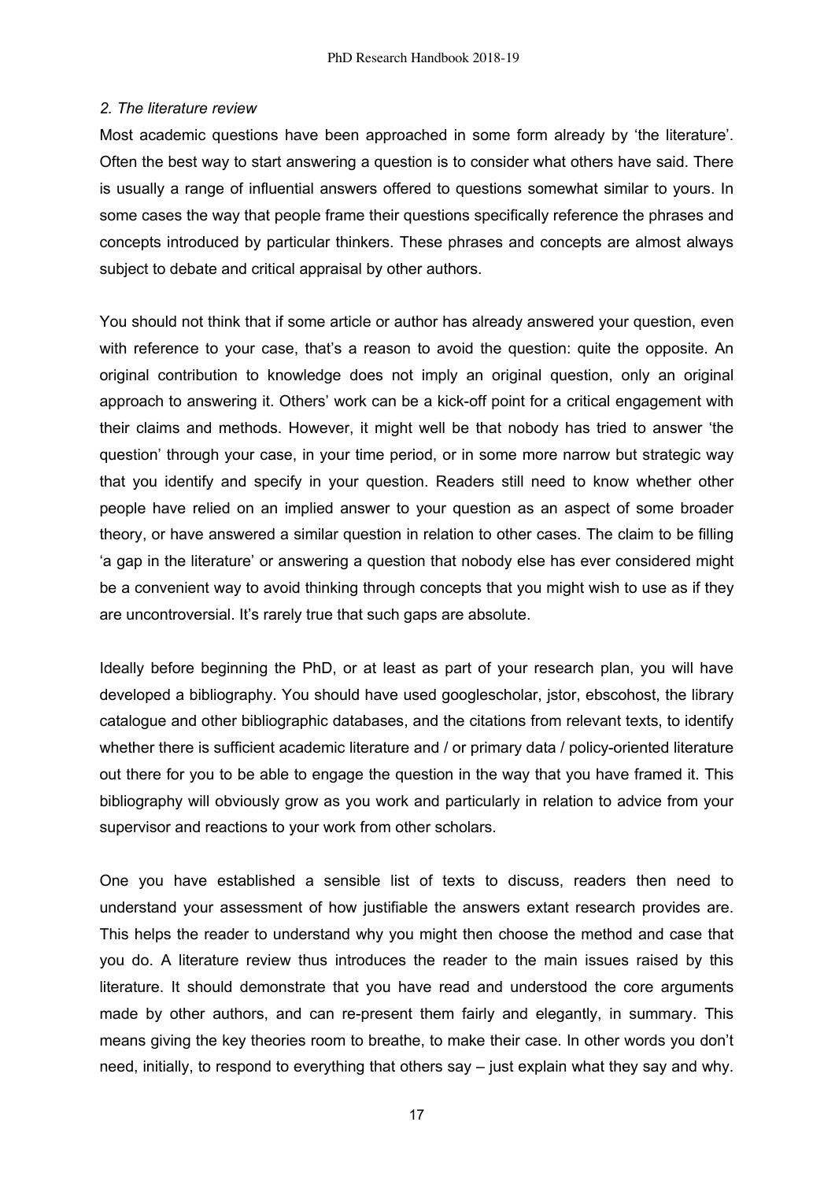*2. The literature review*

Most academic questions have been approached in some form already by 'the literature'. Often the best way to start answering a question is to consider what others have said. There is usually a range of influential answers offered to questions somewhat similar to yours. In some cases the way that people frame their questions specifically reference the phrases and concepts introduced by particular thinkers. These phrases and concepts are almost always subject to debate and critical appraisal by other authors.

You should not think that if some article or author has already answered your question, even with reference to your case, that's a reason to avoid the question: quite the opposite. An original contribution to knowledge does not imply an original question, only an original approach to answering it. Others' work can be a kick-off point for a critical engagement with their claims and methods. However, it might well be that nobody has tried to answer 'the question' through your case, in your time period, or in some more narrow but strategic way that you identify and specify in your question. Readers still need to know whether other people have relied on an implied answer to your question as an aspect of some broader theory, or have answered a similar question in relation to other cases. The claim to be filling 'a gap in the literature' or answering a question that nobody else has ever considered might be a convenient way to avoid thinking through concepts that you might wish to use as if they are uncontroversial. It's rarely true that such gaps are absolute.

Ideally before beginning the PhD, or at least as part of your research plan, you will have developed a bibliography. You should have used googlescholar, jstor, ebscohost, the library catalogue and other bibliographic databases, and the citations from relevant texts, to identify whether there is sufficient academic literature and / or primary data / policy-oriented literature out there for you to be able to engage the question in the way that you have framed it. This bibliography will obviously grow as you work and particularly in relation to advice from your supervisor and reactions to your work from other scholars.

One you have established a sensible list of texts to discuss, readers then need to understand your assessment of how justifiable the answers extant research provides are. This helps the reader to understand why you might then choose the method and case that you do. A literature review thus introduces the reader to the main issues raised by this literature. It should demonstrate that you have read and understood the core arguments made by other authors, and can re-present them fairly and elegantly, in summary. This means giving the key theories room to breathe, to make their case. In other words you don't need, initially, to respond to everything that others say – just explain what they say and why.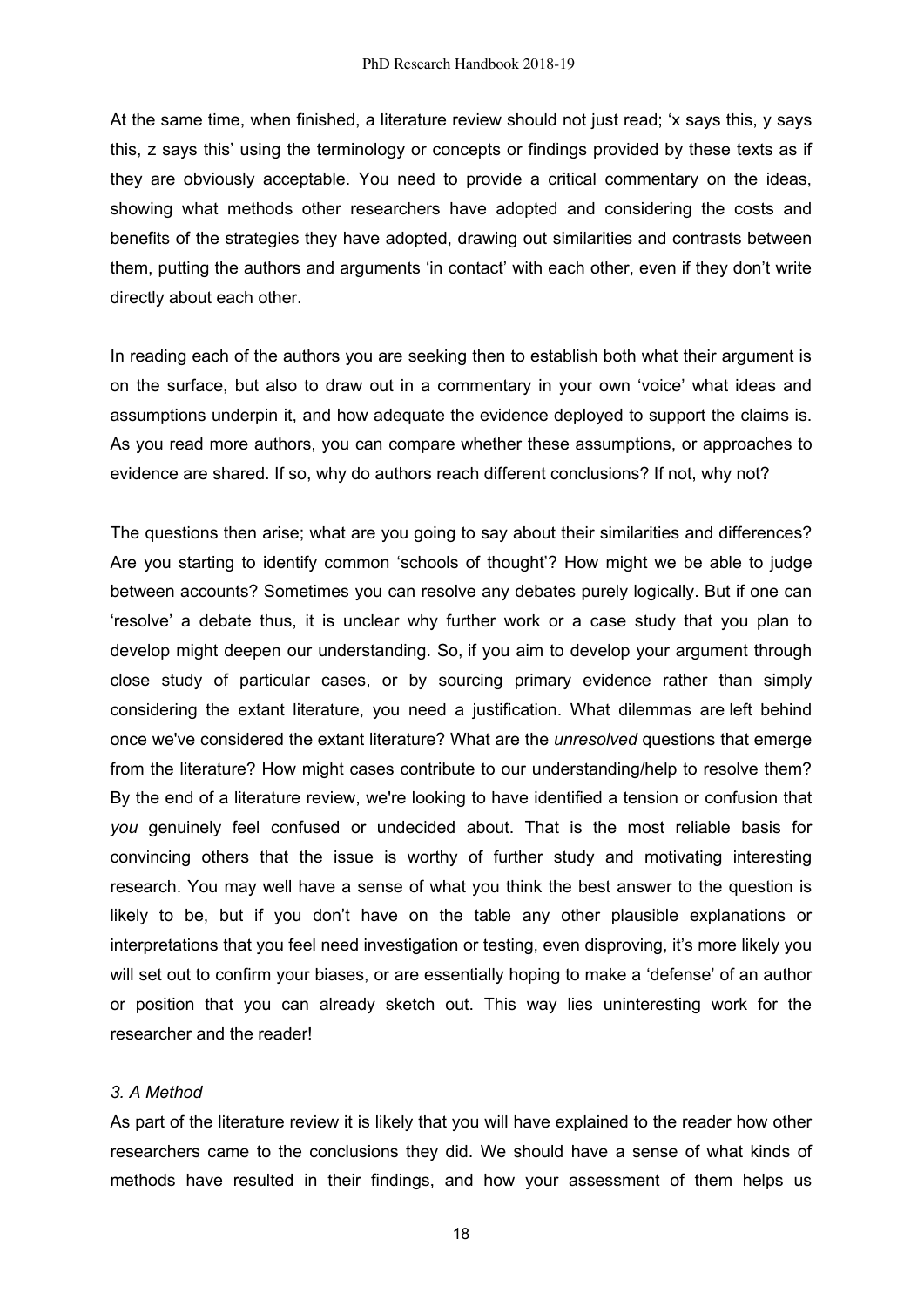At the same time, when finished, a literature review should not just read; 'x says this, y says this, z says this' using the terminology or concepts or findings provided by these texts as if they are obviously acceptable. You need to provide a critical commentary on the ideas, showing what methods other researchers have adopted and considering the costs and benefits of the strategies they have adopted, drawing out similarities and contrasts between them, putting the authors and arguments 'in contact' with each other, even if they don't write directly about each other.

In reading each of the authors you are seeking then to establish both what their argument is on the surface, but also to draw out in a commentary in your own 'voice' what ideas and assumptions underpin it, and how adequate the evidence deployed to support the claims is. As you read more authors, you can compare whether these assumptions, or approaches to evidence are shared. If so, why do authors reach different conclusions? If not, why not?

The questions then arise; what are you going to say about their similarities and differences? Are you starting to identify common 'schools of thought'? How might we be able to judge between accounts? Sometimes you can resolve any debates purely logically. But if one can 'resolve' a debate thus, it is unclear why further work or a case study that you plan to develop might deepen our understanding. So, if you aim to develop your argument through close study of particular cases, or by sourcing primary evidence rather than simply considering the extant literature, you need a justification. What dilemmas are left behind once we've considered the extant literature? What are the *unresolved* questions that emerge from the literature? How might cases contribute to our understanding/help to resolve them? By the end of a literature review, we're looking to have identified a tension or confusion that *you* genuinely feel confused or undecided about. That is the most reliable basis for convincing others that the issue is worthy of further study and motivating interesting research. You may well have a sense of what you think the best answer to the question is likely to be, but if you don't have on the table any other plausible explanations or interpretations that you feel need investigation or testing, even disproving, it's more likely you will set out to confirm your biases, or are essentially hoping to make a 'defense' of an author or position that you can already sketch out. This way lies uninteresting work for the researcher and the reader!

*3. A Method*

As part of the literature review it is likely that you will have explained to the reader how other researchers came to the conclusions they did. We should have a sense of what kinds of methods have resulted in their findings, and how your assessment of them helps us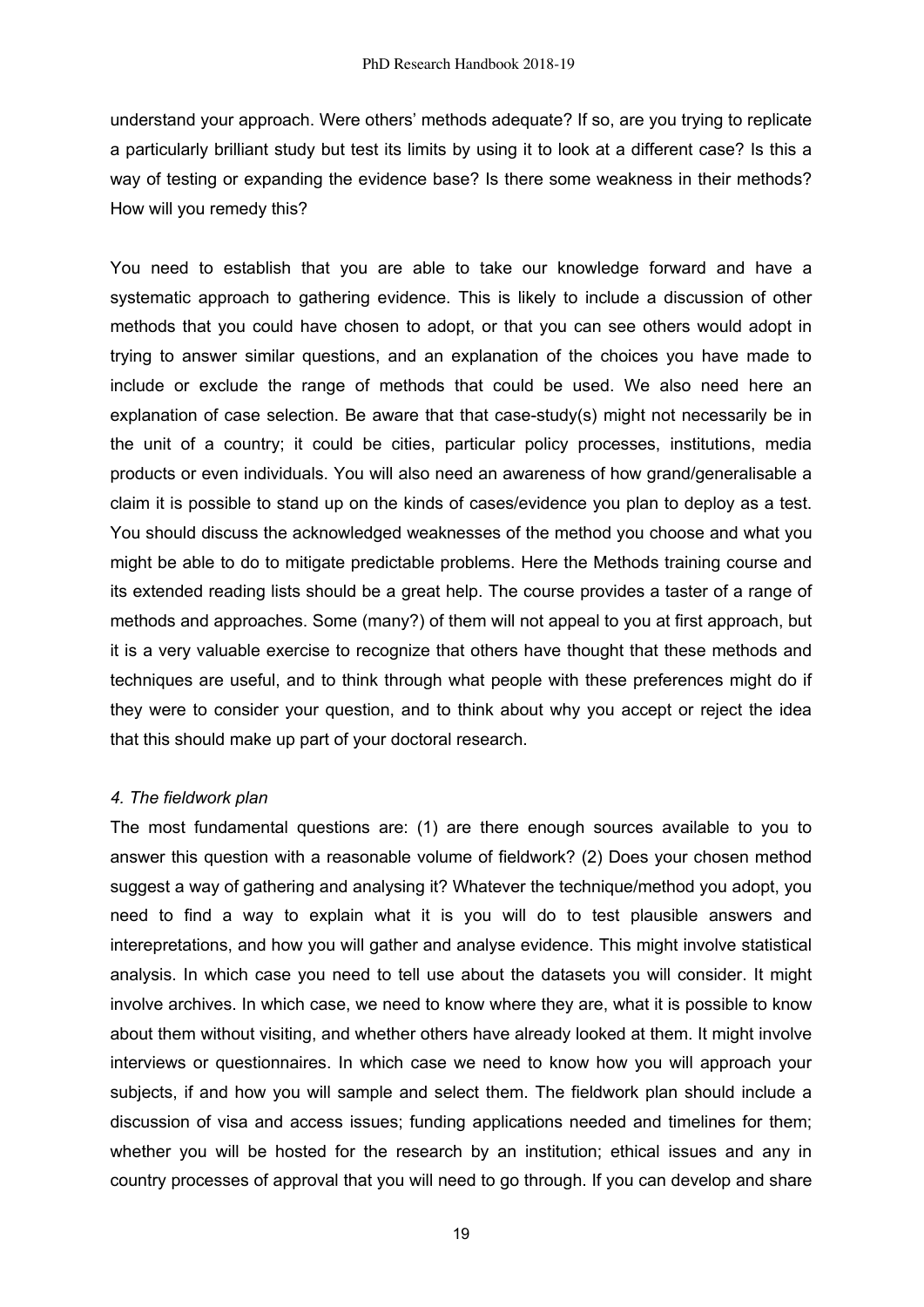understand your approach. Were others' methods adequate? If so, are you trying to replicate a particularly brilliant study but test its limits by using it to look at a different case? Is this a way of testing or expanding the evidence base? Is there some weakness in their methods? How will you remedy this?

You need to establish that you are able to take our knowledge forward and have a systematic approach to gathering evidence. This is likely to include a discussion of other methods that you could have chosen to adopt, or that you can see others would adopt in trying to answer similar questions, and an explanation of the choices you have made to include or exclude the range of methods that could be used. We also need here an explanation of case selection. Be aware that that case-study(s) might not necessarily be in the unit of a country; it could be cities, particular policy processes, institutions, media products or even individuals. You will also need an awareness of how grand/generalisable a claim it is possible to stand up on the kinds of cases/evidence you plan to deploy as a test. You should discuss the acknowledged weaknesses of the method you choose and what you might be able to do to mitigate predictable problems. Here the Methods training course and its extended reading lists should be a great help. The course provides a taster of a range of methods and approaches. Some (many?) of them will not appeal to you at first approach, but it is a very valuable exercise to recognize that others have thought that these methods and techniques are useful, and to think through what people with these preferences might do if they were to consider your question, and to think about why you accept or reject the idea that this should make up part of your doctoral research.

*4. The fieldwork plan*

The most fundamental questions are: (1) are there enough sources available to you to answer this question with a reasonable volume of fieldwork? (2) Does your chosen method suggest a way of gathering and analysing it? Whatever the technique/method you adopt, you need to find a way to explain what it is you will do to test plausible answers and interepretations, and how you will gather and analyse evidence. This might involve statistical analysis. In which case you need to tell use about the datasets you will consider. It might involve archives. In which case, we need to know where they are, what it is possible to know about them without visiting, and whether others have already looked at them. It might involve interviews or questionnaires. In which case we need to know how you will approach your subjects, if and how you will sample and select them. The fieldwork plan should include a discussion of visa and access issues; funding applications needed and timelines for them; whether you will be hosted for the research by an institution; ethical issues and any in country processes of approval that you will need to go through. If you can develop and share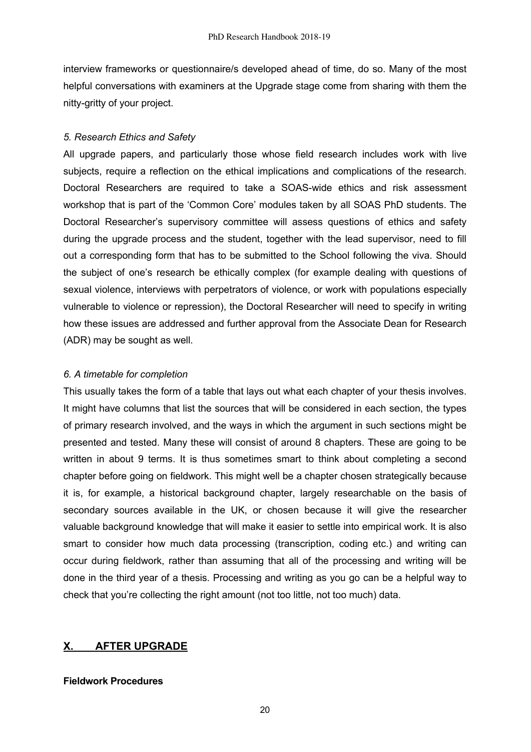interview frameworks or questionnaire/s developed ahead of time, do so. Many of the most helpful conversations with examiners at the Upgrade stage come from sharing with them the nitty-gritty of your project.

*5. Research Ethics and Safety*

All upgrade papers, and particularly those whose field research includes work with live subjects, require a reflection on the ethical implications and complications of the research. Doctoral Researchers are required to take a SOAS-wide ethics and risk assessment workshop that is part of the 'Common Core' modules taken by all SOAS PhD students. The Doctoral Researcher's supervisory committee will assess questions of ethics and safety during the upgrade process and the student, together with the lead supervisor, need to fill out a corresponding form that has to be submitted to the School following the viva. Should the subject of one's research be ethically complex (for example dealing with questions of sexual violence, interviews with perpetrators of violence, or work with populations especially vulnerable to violence or repression), the Doctoral Researcher will need to specify in writing how these issues are addressed and further approval from the Associate Dean for Research (ADR) may be sought as well.

*6. A timetable for completion*

This usually takes the form of a table that lays out what each chapter of your thesis involves. It might have columns that list the sources that will be considered in each section, the types of primary research involved, and the ways in which the argument in such sections might be presented and tested. Many these will consist of around 8 chapters. These are going to be written in about 9 terms. It is thus sometimes smart to think about completing a second chapter before going on fieldwork. This might well be a chapter chosen strategically because it is, for example, a historical background chapter, largely researchable on the basis of secondary sources available in the UK, or chosen because it will give the researcher valuable background knowledge that will make it easier to settle into empirical work. It is also smart to consider how much data processing (transcription, coding etc.) and writing can occur during fieldwork, rather than assuming that all of the processing and writing will be done in the third year of a thesis. Processing and writing as you go can be a helpful way to check that you're collecting the right amount (not too little, not too much) data.

## X. AFTER UPGRADE

**Fieldwork Procedures**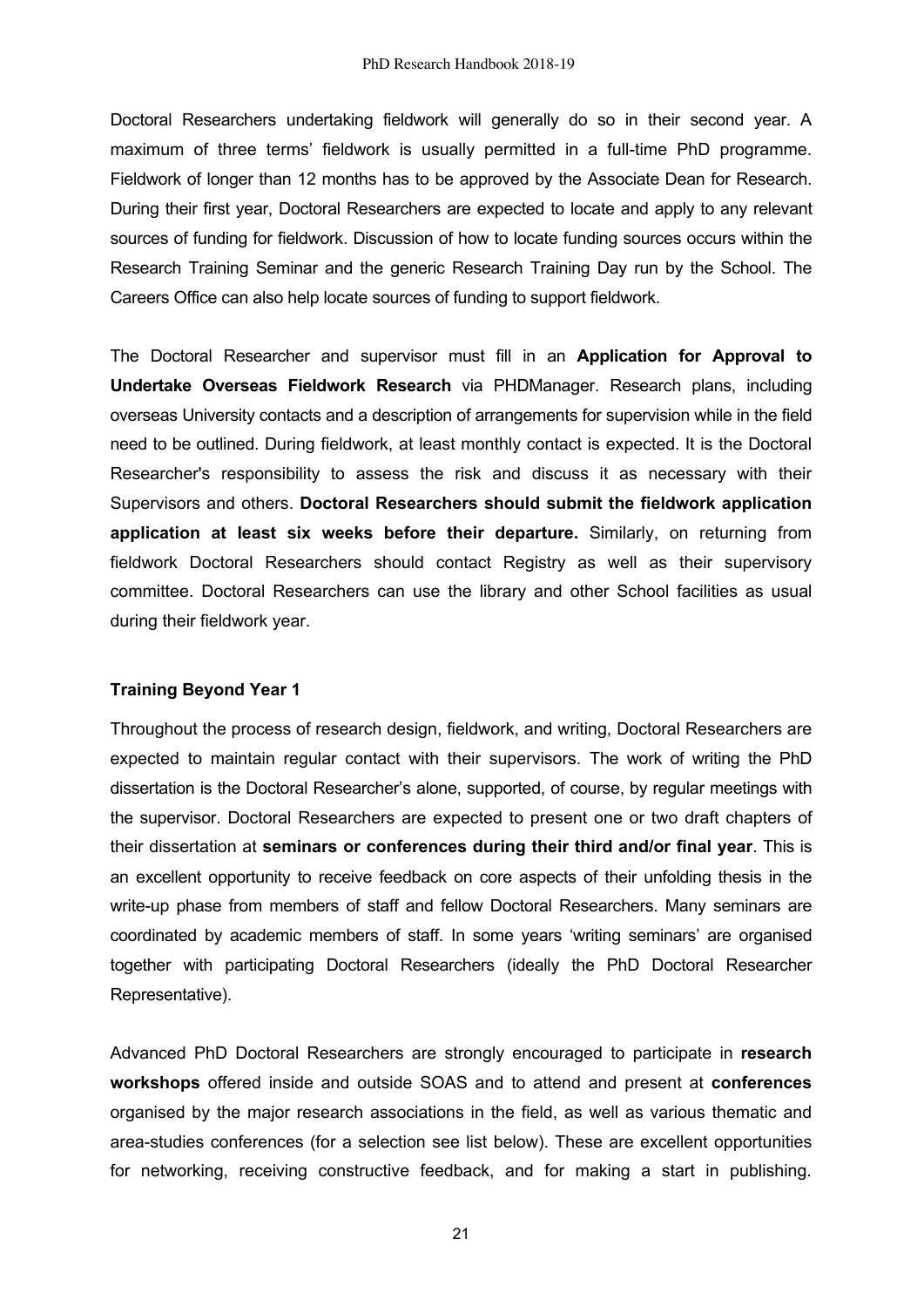Doctoral Researchers undertaking fieldwork will generally do so in their second year. A maximum of three terms' fieldwork is usually permitted in a full-time PhD programme. Fieldwork of longer than 12 months has to be approved by the Associate Dean for Research. During their first year, Doctoral Researchers are expected to locate and apply to any relevant sources of funding for fieldwork. Discussion of how to locate funding sources occurs within the Research Training Seminar and the generic Research Training Day run by the School. The Careers Office can also help locate sources of funding to support fieldwork.

The Doctoral Researcher and supervisor must fill in an **Application for Approval to Undertake Overseas Fieldwork Research** via PHDManager. Research plans, including overseas University contacts and a description of arrangements for supervision while in the field need to be outlined. During fieldwork, at least monthly contact is expected. It is the Doctoral Researcher's responsibility to assess the risk and discuss it as necessary with their Supervisors and others. **Doctoral Researchers should submit the fieldwork application application at least six weeks before their departure.** Similarly, on returning from fieldwork Doctoral Researchers should contact Registry as well as their supervisory committee. Doctoral Researchers can use the library and other School facilities as usual during their fieldwork year.

### Training Beyond Year 1

Throughout the process of research design, fieldwork, and writing, Doctoral Researchers are expected to maintain regular contact with their supervisors. The work of writing the PhD dissertation is the Doctoral Researcher's alone, supported, of course, by regular meetings with the supervisor. Doctoral Researchers are expected to present one or two draft chapters of their dissertation at **seminars or conferences during their third and/or final year**. This is an excellent opportunity to receive feedback on core aspects of their unfolding thesis in the write-up phase from members of staff and fellow Doctoral Researchers. Many seminars are coordinated by academic members of staff. In some years 'writing seminars' are organised together with participating Doctoral Researchers (ideally the PhD Doctoral Researcher Representative).

Advanced PhD Doctoral Researchers are strongly encouraged to participate in **research workshops** offered inside and outside SOAS and to attend and present at **conferences** organised by the major research associations in the field, as well as various thematic and area-studies conferences (for a selection see list below). These are excellent opportunities for networking, receiving constructive feedback, and for making a start in publishing.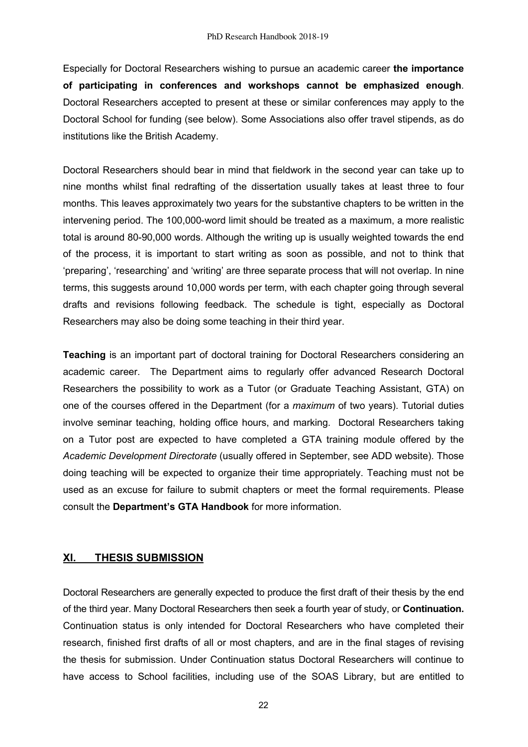Especially for Doctoral Researchers wishing to pursue an academic career **the importance of participating in conferences and workshops cannot be emphasized enough**. Doctoral Researchers accepted to present at these or similar conferences may apply to the Doctoral School for funding (see below). Some Associations also offer travel stipends, as do institutions like the British Academy.

Doctoral Researchers should bear in mind that fieldwork in the second year can take up to nine months whilst final redrafting of the dissertation usually takes at least three to four months. This leaves approximately two years for the substantive chapters to be written in the intervening period. The 100,000-word limit should be treated as a maximum, a more realistic total is around 80-90,000 words. Although the writing up is usually weighted towards the end of the process, it is important to start writing as soon as possible, and not to think that 'preparing', 'researching' and 'writing' are three separate process that will not overlap. In nine terms, this suggests around 10,000 words per term, with each chapter going through several drafts and revisions following feedback. The schedule is tight, especially as Doctoral Researchers may also be doing some teaching in their third year.

**Teaching** is an important part of doctoral training for Doctoral Researchers considering an academic career. The Department aims to regularly offer advanced Research Doctoral Researchers the possibility to work as a Tutor (or Graduate Teaching Assistant, GTA) on one of the courses offered in the Department (for a *maximum* of two years). Tutorial duties involve seminar teaching, holding office hours, and marking. Doctoral Researchers taking on a Tutor post are expected to have completed a GTA training module offered by the *Academic Development Directorate* (usually offered in September, see ADD website). Those doing teaching will be expected to organize their time appropriately. Teaching must not be used as an excuse for failure to submit chapters or meet the formal requirements. Please consult the **Department's GTA Handbook** for more information.

## XI. THESIS SUBMISSION

Doctoral Researchers are generally expected to produce the first draft of their thesis by the end of the third year. Many Doctoral Researchers then seek a fourth year of study, or **Continuation.** Continuation status is only intended for Doctoral Researchers who have completed their research, finished first drafts of all or most chapters, and are in the final stages of revising the thesis for submission. Under Continuation status Doctoral Researchers will continue to have access to School facilities, including use of the SOAS Library, but are entitled to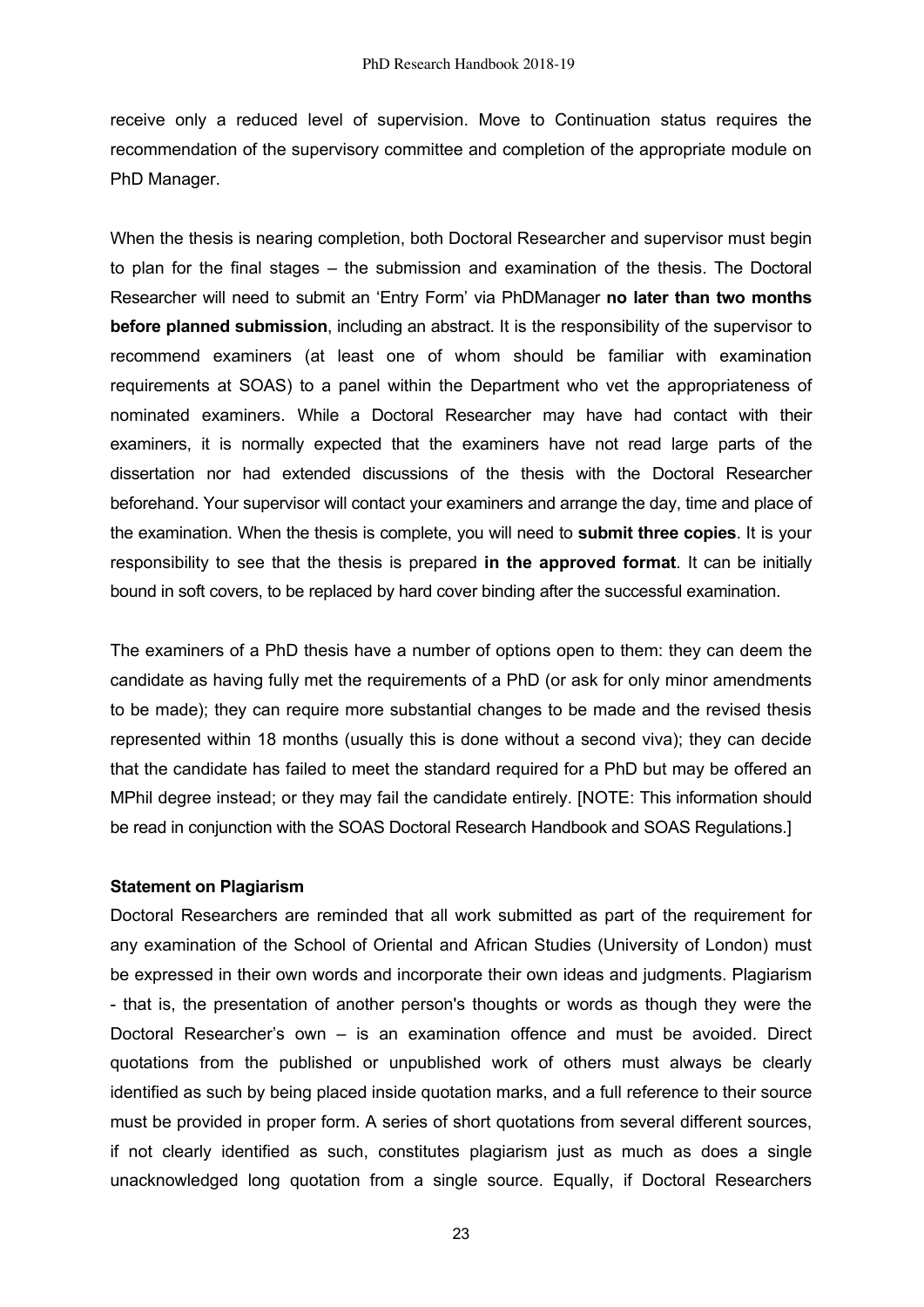receive only a reduced level of supervision. Move to Continuation status requires the recommendation of the supervisory committee and completion of the appropriate module on PhD Manager.

When the thesis is nearing completion, both Doctoral Researcher and supervisor must begin to plan for the final stages – the submission and examination of the thesis. The Doctoral Researcher will need to submit an 'Entry Form' via PhDManager **no later than two months before planned submission**, including an abstract. It is the responsibility of the supervisor to recommend examiners (at least one of whom should be familiar with examination requirements at SOAS) to a panel within the Department who vet the appropriateness of nominated examiners. While a Doctoral Researcher may have had contact with their examiners, it is normally expected that the examiners have not read large parts of the dissertation nor had extended discussions of the thesis with the Doctoral Researcher beforehand. Your supervisor will contact your examiners and arrange the day, time and place of the examination. When the thesis is complete, you will need to **submit three copies**. It is your responsibility to see that the thesis is prepared **in the approved format**. It can be initially bound in soft covers, to be replaced by hard cover binding after the successful examination.

The examiners of a PhD thesis have a number of options open to them: they can deem the candidate as having fully met the requirements of a PhD (or ask for only minor amendments to be made); they can require more substantial changes to be made and the revised thesis represented within 18 months (usually this is done without a second viva); they can decide that the candidate has failed to meet the standard required for a PhD but may be offered an MPhil degree instead; or they may fail the candidate entirely. [NOTE: This information should be read in conjunction with the SOAS Doctoral Research Handbook and SOAS Regulations.]

**Statement on Plagiarism**

Doctoral Researchers are reminded that all work submitted as part of the requirement for any examination of the School of Oriental and African Studies (University of London) must be expressed in their own words and incorporate their own ideas and judgments. Plagiarism - that is, the presentation of another person's thoughts or words as though they were the Doctoral Researcher's own – is an examination offence and must be avoided. Direct quotations from the published or unpublished work of others must always be clearly identified as such by being placed inside quotation marks, and a full reference to their source must be provided in proper form. A series of short quotations from several different sources, if not clearly identified as such, constitutes plagiarism just as much as does a single unacknowledged long quotation from a single source. Equally, if Doctoral Researchers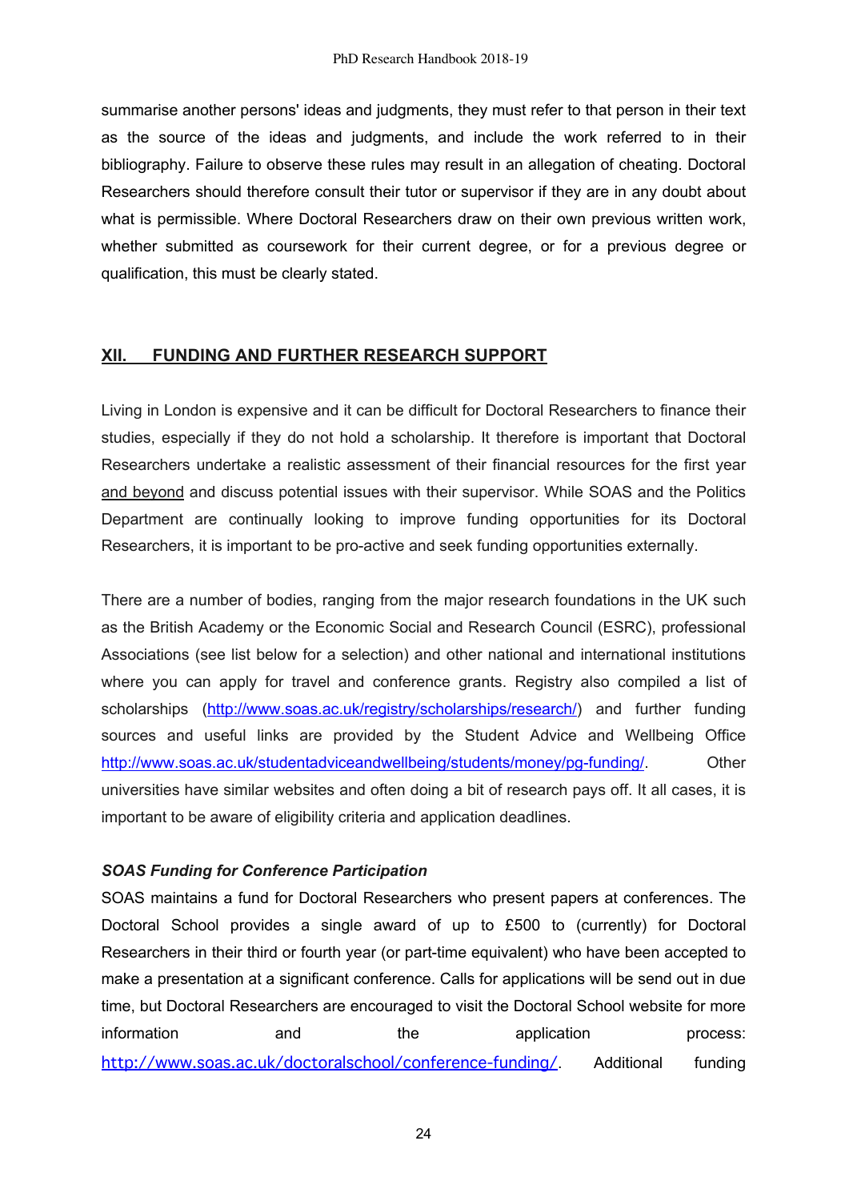summarise another persons' ideas and judgments, they must refer to that person in their text as the source of the ideas and judgments, and include the work referred to in their bibliography. Failure to observe these rules may result in an allegation of cheating. Doctoral Researchers should therefore consult their tutor or supervisor if they are in any doubt about what is permissible. Where Doctoral Researchers draw on their own previous written work, whether submitted as coursework for their current degree, or for a previous degree or qualification, this must be clearly stated.

## XII. FUNDING AND FURTHER RESEARCH SUPPORT

Living in London is expensive and it can be difficult for Doctoral Researchers to finance their studies, especially if they do not hold a scholarship. It therefore is important that Doctoral Researchers undertake a realistic assessment of their financial resources for the first year and beyond and discuss potential issues with their supervisor. While SOAS and the Politics Department are continually looking to improve funding opportunities for its Doctoral Researchers, it is important to be pro-active and seek funding opportunities externally.

There are a number of bodies, ranging from the major research foundations in the UK such as the British Academy or the Economic Social and Research Council (ESRC), professional Associations (see list below for a selection) and other national and international institutions where you can apply for travel and conference grants. Registry also compiled a list of scholarships (http://www.soas.ac.uk/registry/scholarships/research/) and further funding sources and useful links are provided by the Student Advice and Wellbeing Office http://www.soas.ac.uk/studentadviceandwellbeing/students/money/pg-funding/. Other universities have similar websites and often doing a bit of research pays off. It all cases, it is important to be aware of eligibility criteria and application deadlines.

***SOAS Funding for Conference Participation***

SOAS maintains a fund for Doctoral Researchers who present papers at conferences. The Doctoral School provides a single award of up to £500 to (currently) for Doctoral Researchers in their third or fourth year (or part-time equivalent) who have been accepted to make a presentation at a significant conference. Calls for applications will be send out in due time, but Doctoral Researchers are encouraged to visit the Doctoral School website for more information and the application process: http://www.soas.ac.uk/doctoralschool/conference-funding/. Additional funding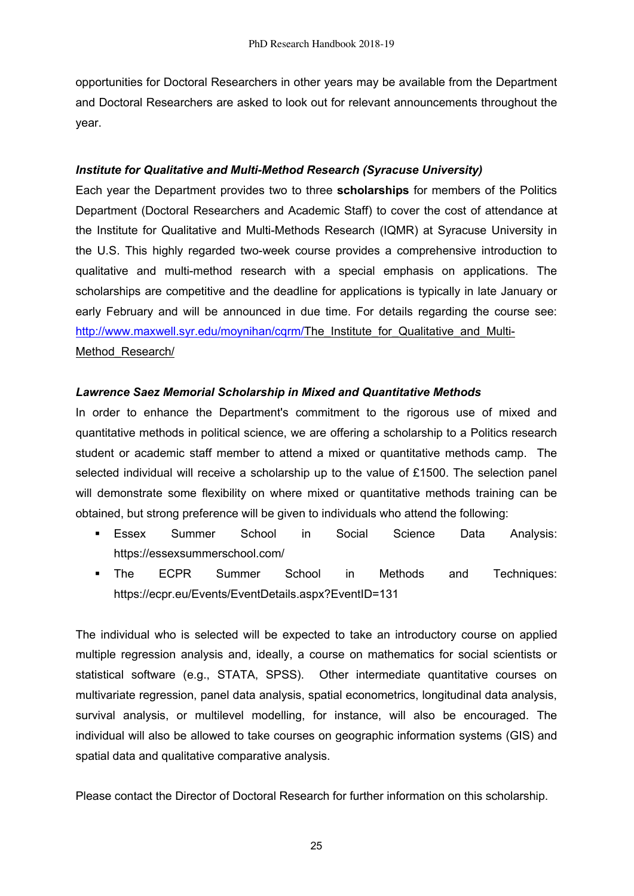opportunities for Doctoral Researchers in other years may be available from the Department and Doctoral Researchers are asked to look out for relevant announcements throughout the year.

***Institute for Qualitative and Multi-Method Research (Syracuse University)***

Each year the Department provides two to three **scholarships** for members of the Politics Department (Doctoral Researchers and Academic Staff) to cover the cost of attendance at the Institute for Qualitative and Multi-Methods Research (IQMR) at Syracuse University in the U.S. This highly regarded two-week course provides a comprehensive introduction to qualitative and multi-method research with a special emphasis on applications. The scholarships are competitive and the deadline for applications is typically in late January or early February and will be announced in due time. For details regarding the course see: http://www.maxwell.syr.edu/moynihan/cqrm/The_Institute_for_Qualitative_and_Multi-Method_Research/

***Lawrence Saez Memorial Scholarship in Mixed and Quantitative Methods***

In order to enhance the Department's commitment to the rigorous use of mixed and quantitative methods in political science, we are offering a scholarship to a Politics research student or academic staff member to attend a mixed or quantitative methods camp. The selected individual will receive a scholarship up to the value of £1500. The selection panel will demonstrate some flexibility on where mixed or quantitative methods training can be obtained, but strong preference will be given to individuals who attend the following:

- Essex Summer School in Social Science Data Analysis: https://essexsummerschool.com/
- The ECPR Summer School in Methods and Techniques: https://ecpr.eu/Events/EventDetails.aspx?EventID=131

The individual who is selected will be expected to take an introductory course on applied multiple regression analysis and, ideally, a course on mathematics for social scientists or statistical software (e.g., STATA, SPSS). Other intermediate quantitative courses on multivariate regression, panel data analysis, spatial econometrics, longitudinal data analysis, survival analysis, or multilevel modelling, for instance, will also be encouraged. The individual will also be allowed to take courses on geographic information systems (GIS) and spatial data and qualitative comparative analysis.

Please contact the Director of Doctoral Research for further information on this scholarship.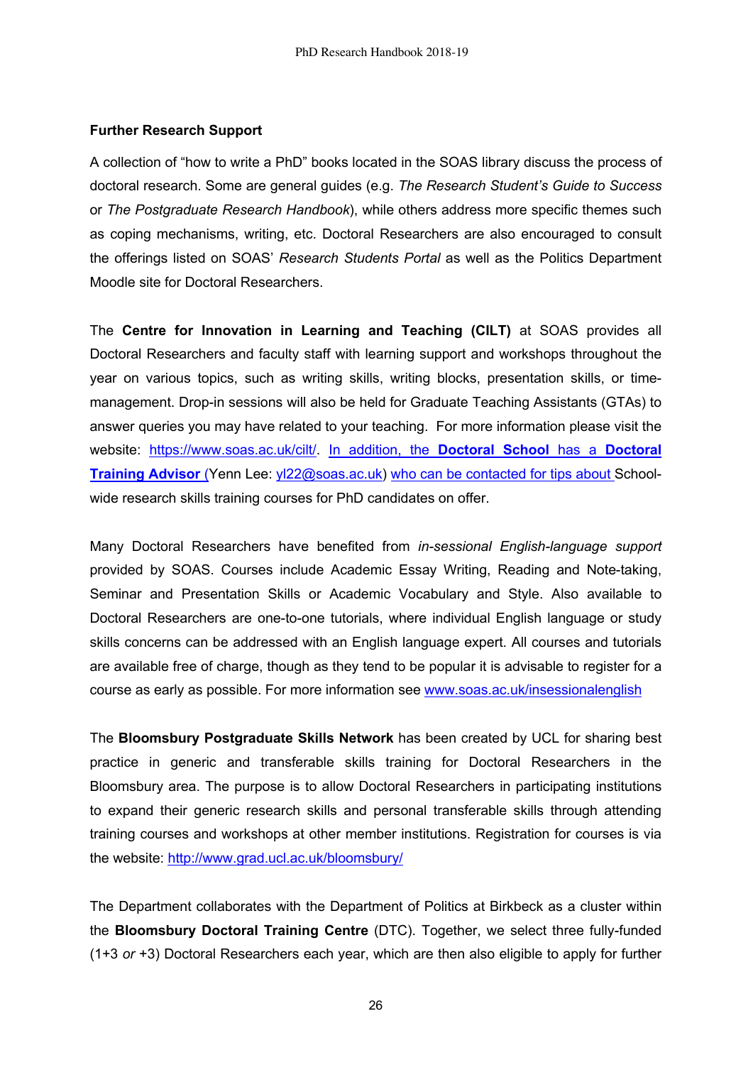**Further Research Support**

A collection of "how to write a PhD" books located in the SOAS library discuss the process of doctoral research. Some are general guides (e.g. *The Research Student's Guide to Success* or *The Postgraduate Research Handbook*), while others address more specific themes such as coping mechanisms, writing, etc. Doctoral Researchers are also encouraged to consult the offerings listed on SOAS' *Research Students Portal* as well as the Politics Department Moodle site for Doctoral Researchers.

The **Centre for Innovation in Learning and Teaching (CILT)** at SOAS provides all Doctoral Researchers and faculty staff with learning support and workshops throughout the year on various topics, such as writing skills, writing blocks, presentation skills, or time-management. Drop-in sessions will also be held for Graduate Teaching Assistants (GTAs) to answer queries you may have related to your teaching. For more information please visit the website: https://www.soas.ac.uk/cilt/. In addition, the **Doctoral School** has a **Doctoral Training Advisor** (Yenn Lee: yl22@soas.ac.uk) who can be contacted for tips about School-wide research skills training courses for PhD candidates on offer.

Many Doctoral Researchers have benefited from *in-sessional English-language support* provided by SOAS. Courses include Academic Essay Writing, Reading and Note-taking, Seminar and Presentation Skills or Academic Vocabulary and Style. Also available to Doctoral Researchers are one-to-one tutorials, where individual English language or study skills concerns can be addressed with an English language expert. All courses and tutorials are available free of charge, though as they tend to be popular it is advisable to register for a course as early as possible. For more information see www.soas.ac.uk/insessionalenglish

The **Bloomsbury Postgraduate Skills Network** has been created by UCL for sharing best practice in generic and transferable skills training for Doctoral Researchers in the Bloomsbury area. The purpose is to allow Doctoral Researchers in participating institutions to expand their generic research skills and personal transferable skills through attending training courses and workshops at other member institutions. Registration for courses is via the website: http://www.grad.ucl.ac.uk/bloomsbury/

The Department collaborates with the Department of Politics at Birkbeck as a cluster within the **Bloomsbury Doctoral Training Centre** (DTC). Together, we select three fully-funded (1+3 *or* +3) Doctoral Researchers each year, which are then also eligible to apply for further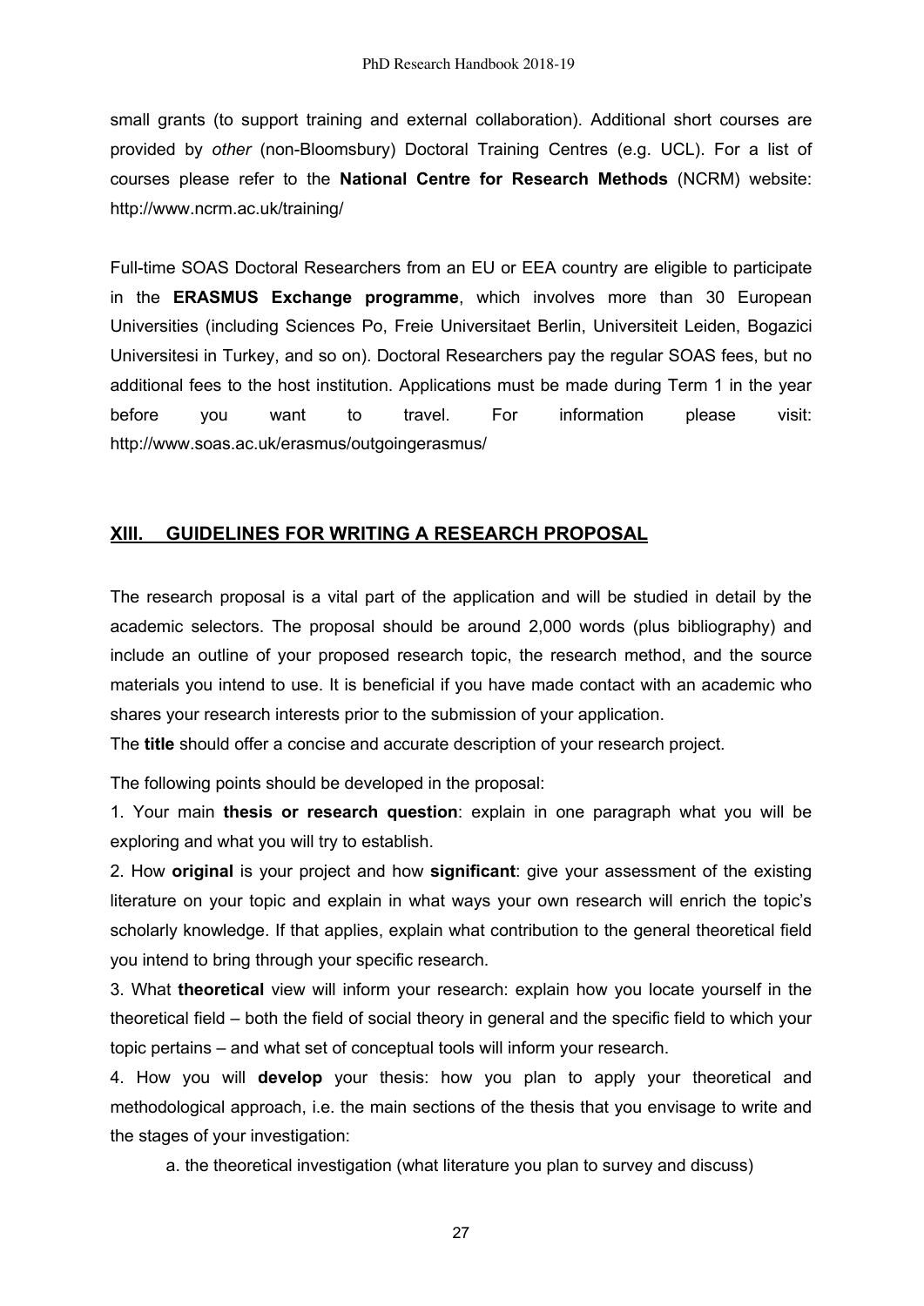small grants (to support training and external collaboration). Additional short courses are provided by *other* (non-Bloomsbury) Doctoral Training Centres (e.g. UCL). For a list of courses please refer to the **National Centre for Research Methods** (NCRM) website: http://www.ncrm.ac.uk/training/

Full-time SOAS Doctoral Researchers from an EU or EEA country are eligible to participate in the **ERASMUS Exchange programme**, which involves more than 30 European Universities (including Sciences Po, Freie Universitaet Berlin, Universiteit Leiden, Bogazici Universitesi in Turkey, and so on). Doctoral Researchers pay the regular SOAS fees, but no additional fees to the host institution. Applications must be made during Term 1 in the year before you want to travel. For information please visit: http://www.soas.ac.uk/erasmus/outgoingerasmus/

## XIII. GUIDELINES FOR WRITING A RESEARCH PROPOSAL

The research proposal is a vital part of the application and will be studied in detail by the academic selectors. The proposal should be around 2,000 words (plus bibliography) and include an outline of your proposed research topic, the research method, and the source materials you intend to use. It is beneficial if you have made contact with an academic who shares your research interests prior to the submission of your application.

The **title** should offer a concise and accurate description of your research project.

The following points should be developed in the proposal:

1. Your main **thesis or research question**: explain in one paragraph what you will be exploring and what you will try to establish.
2. How **original** is your project and how **significant**: give your assessment of the existing literature on your topic and explain in what ways your own research will enrich the topic's scholarly knowledge. If that applies, explain what contribution to the general theoretical field you intend to bring through your specific research.
3. What **theoretical** view will inform your research: explain how you locate yourself in the theoretical field – both the field of social theory in general and the specific field to which your topic pertains – and what set of conceptual tools will inform your research.
4. How you will **develop** your thesis: how you plan to apply your theoretical and methodological approach, i.e. the main sections of the thesis that you envisage to write and the stages of your investigation:
    a. the theoretical investigation (what literature you plan to survey and discuss)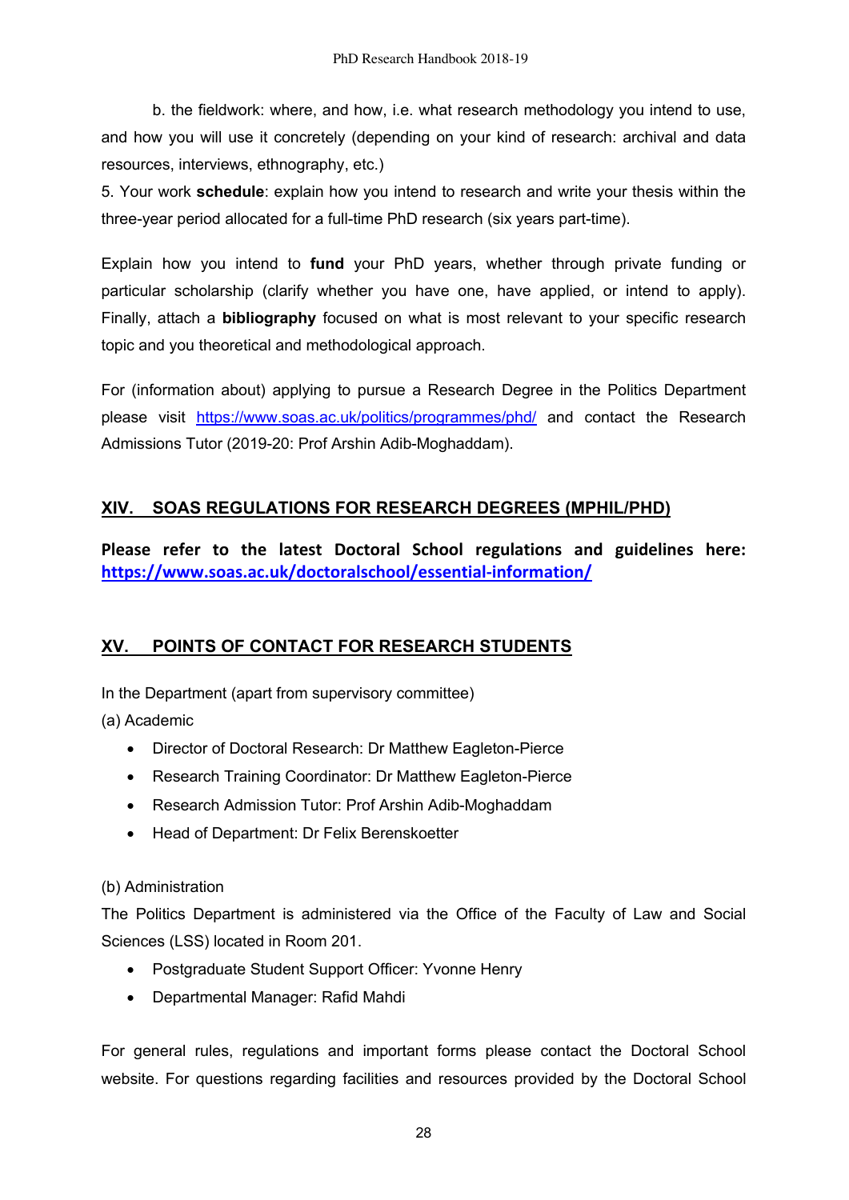b. the fieldwork: where, and how, i.e. what research methodology you intend to use, and how you will use it concretely (depending on your kind of research: archival and data resources, interviews, ethnography, etc.)

5. Your work **schedule**: explain how you intend to research and write your thesis within the three-year period allocated for a full-time PhD research (six years part-time).

Explain how you intend to **fund** your PhD years, whether through private funding or particular scholarship (clarify whether you have one, have applied, or intend to apply). Finally, attach a **bibliography** focused on what is most relevant to your specific research topic and you theoretical and methodological approach.

For (information about) applying to pursue a Research Degree in the Politics Department please visit https://www.soas.ac.uk/politics/programmes/phd/ and contact the Research Admissions Tutor (2019-20: Prof Arshin Adib-Moghaddam).

## XIV. SOAS REGULATIONS FOR RESEARCH DEGREES (MPHIL/PHD)

**Please refer to the latest Doctoral School regulations and guidelines here: https://www.soas.ac.uk/doctoralschool/essential-information/**

## XV. POINTS OF CONTACT FOR RESEARCH STUDENTS

In the Department (apart from supervisory committee)

(a) Academic

- Director of Doctoral Research: Dr Matthew Eagleton-Pierce
- Research Training Coordinator: Dr Matthew Eagleton-Pierce
- Research Admission Tutor: Prof Arshin Adib-Moghaddam
- Head of Department: Dr Felix Berenskoetter

(b) Administration

The Politics Department is administered via the Office of the Faculty of Law and Social Sciences (LSS) located in Room 201.

- Postgraduate Student Support Officer: Yvonne Henry
- Departmental Manager: Rafid Mahdi

For general rules, regulations and important forms please contact the Doctoral School website. For questions regarding facilities and resources provided by the Doctoral School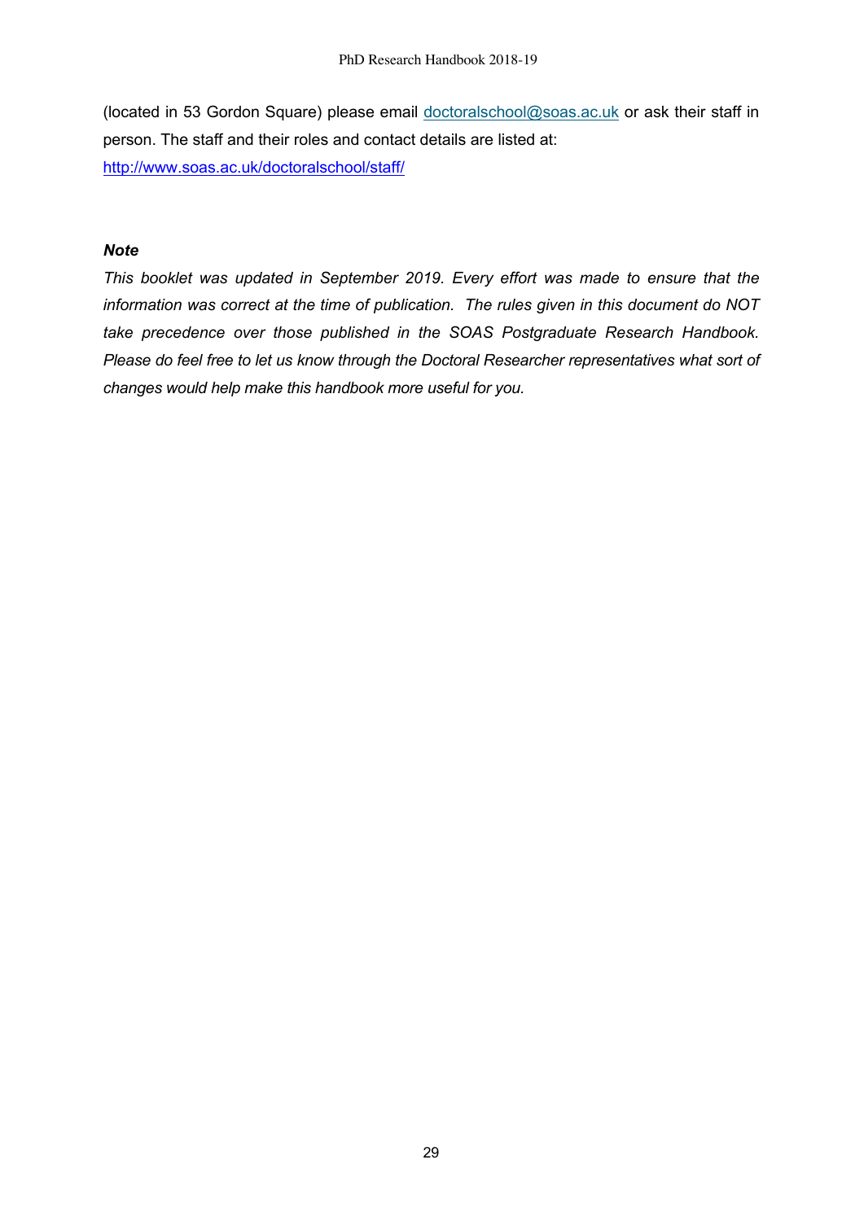(located in 53 Gordon Square) please email doctoralschool@soas.ac.uk or ask their staff in person. The staff and their roles and contact details are listed at: http://www.soas.ac.uk/doctoralschool/staff/

***Note***

*This booklet was updated in September 2019. Every effort was made to ensure that the information was correct at the time of publication. The rules given in this document do NOT take precedence over those published in the SOAS Postgraduate Research Handbook. Please do feel free to let us know through the Doctoral Researcher representatives what sort of changes would help make this handbook more useful for you.*